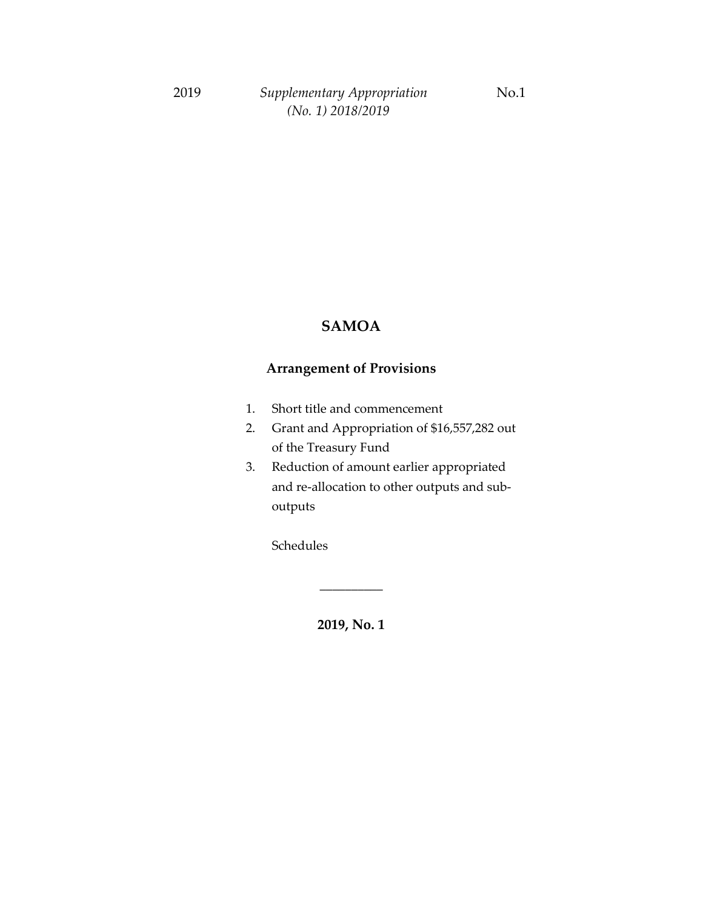# SAMOA

## Arrangement of Provisions

1. Short title and commencement
2. Grant and Appropriation of $16,557,282 out of the Treasury Fund
3. Reduction of amount earlier appropriated and re-allocation to other outputs and sub-outputs

Schedules

---

**2019, No. 1**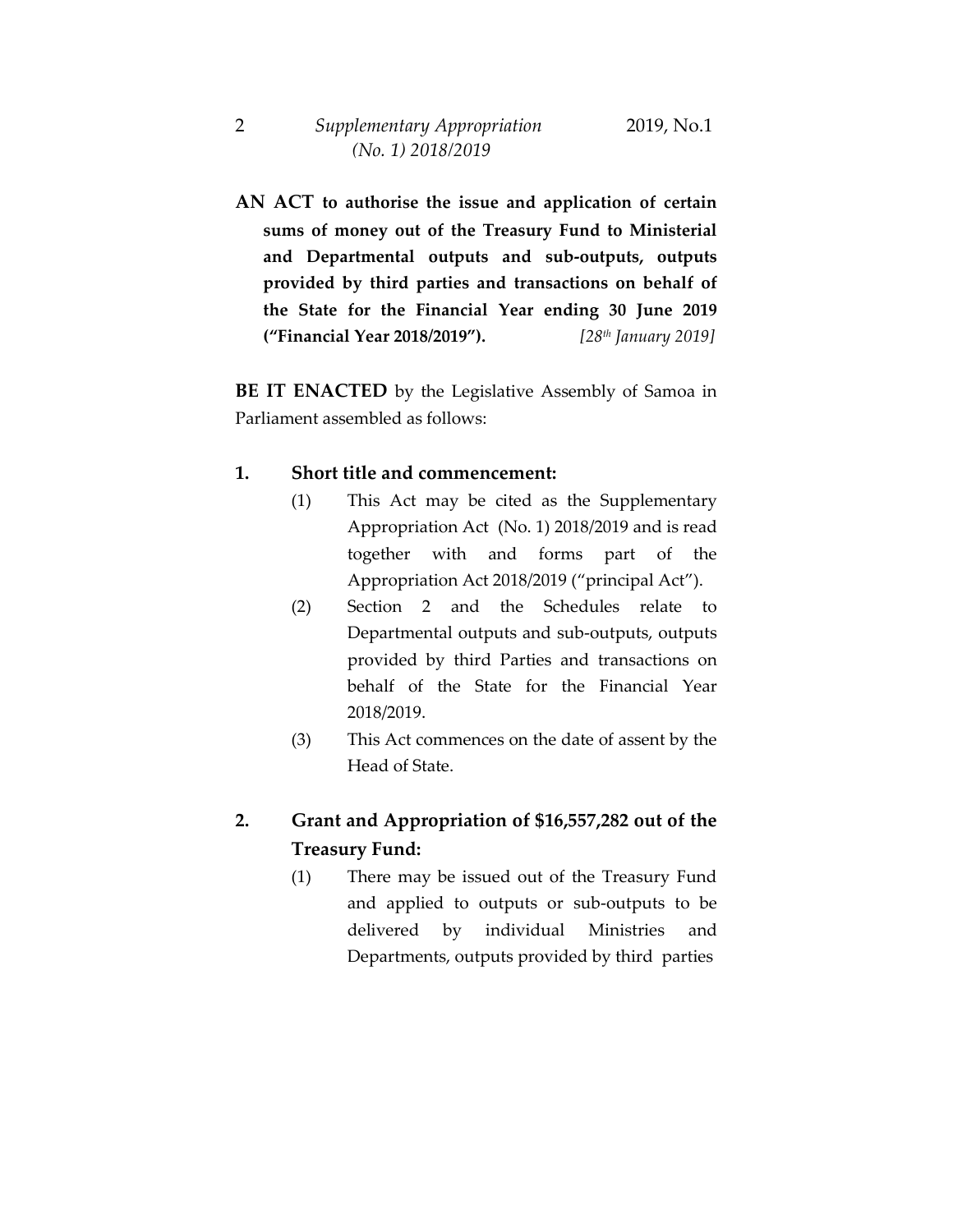**AN ACT to authorise the issue and application of certain sums of money out of the Treasury Fund to Ministerial and Departmental outputs and sub-outputs, outputs provided by third parties and transactions on behalf of the State for the Financial Year ending 30 June 2019 ("Financial Year 2018/2019").** *[28th January 2019]*

**BE IT ENACTED** by the Legislative Assembly of Samoa in Parliament assembled as follows:

## 1. Short title and commencement:

(1) This Act may be cited as the Supplementary Appropriation Act (No. 1) 2018/2019 and is read together with and forms part of the Appropriation Act 2018/2019 ("principal Act").

(2) Section 2 and the Schedules relate to Departmental outputs and sub-outputs, outputs provided by third Parties and transactions on behalf of the State for the Financial Year 2018/2019.

(3) This Act commences on the date of assent by the Head of State.

## 2. Grant and Appropriation of $16,557,282 out of the Treasury Fund:

(1) There may be issued out of the Treasury Fund and applied to outputs or sub-outputs to be delivered by individual Ministries and Departments, outputs provided by third parties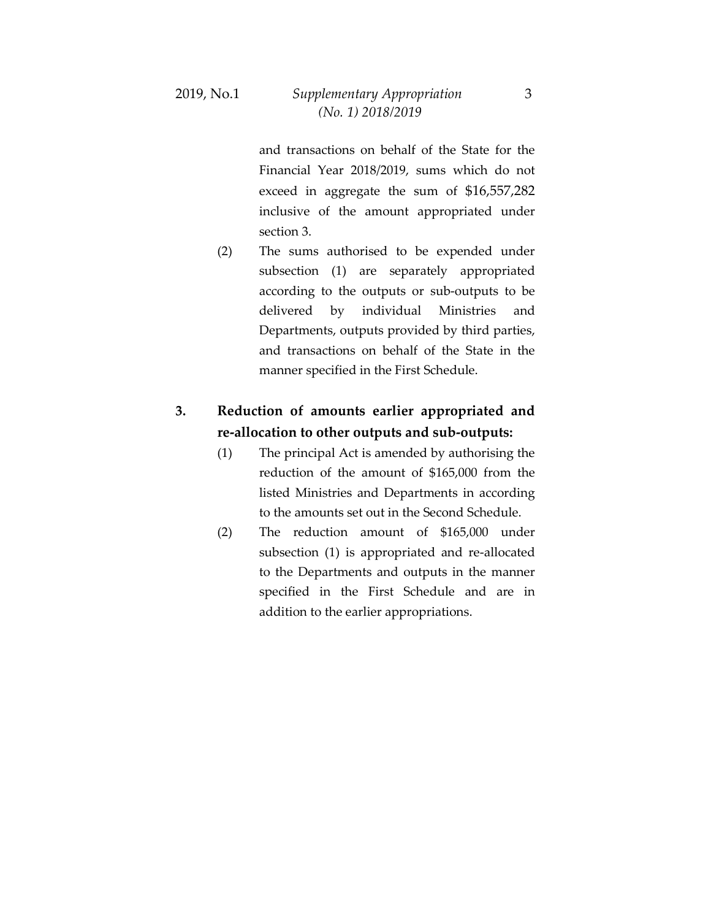and transactions on behalf of the State for the Financial Year 2018/2019, sums which do not exceed in aggregate the sum of $16,557,282 inclusive of the amount appropriated under section 3.

(2) The sums authorised to be expended under subsection (1) are separately appropriated according to the outputs or sub-outputs to be delivered by individual Ministries and Departments, outputs provided by third parties, and transactions on behalf of the State in the manner specified in the First Schedule.

**3. Reduction of amounts earlier appropriated and re-allocation to other outputs and sub-outputs:**

(1) The principal Act is amended by authorising the reduction of the amount of $165,000 from the listed Ministries and Departments in according to the amounts set out in the Second Schedule.

(2) The reduction amount of $165,000 under subsection (1) is appropriated and re-allocated to the Departments and outputs in the manner specified in the First Schedule and are in addition to the earlier appropriations.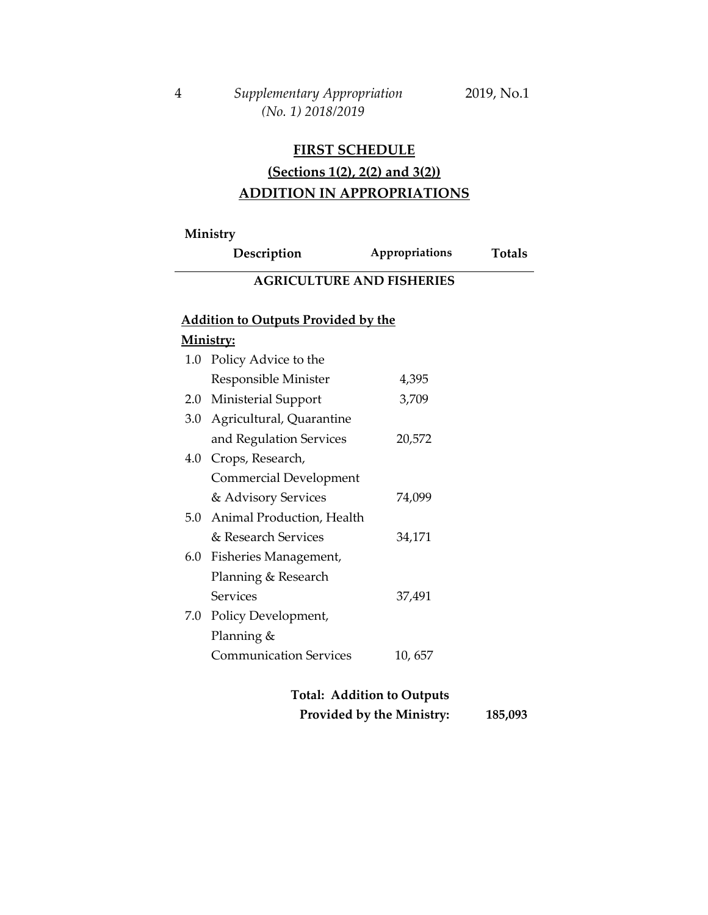## FIRST SCHEDULE

### (Sections 1(2), 2(2) and 3(2))

### ADDITION IN APPROPRIATIONS

| Ministry Description | Appropriations | Totals |
|---|---|---|
| **AGRICULTURE AND FISHERIES** | | |
| **Addition to Outputs Provided by the Ministry:** | | |
| 1.0 Policy Advice to the Responsible Minister | 4,395 | |
| 2.0 Ministerial Support | 3,709 | |
| 3.0 Agricultural, Quarantine and Regulation Services | 20,572 | |
| 4.0 Crops, Research, Commercial Development & Advisory Services | 74,099 | |
| 5.0 Animal Production, Health & Research Services | 34,171 | |
| 6.0 Fisheries Management, Planning & Research Services | 37,491 | |
| 7.0 Policy Development, Planning & Communication Services | 10, 657 | |
| **Total: Addition to Outputs Provided by the Ministry:** | | **185,093** |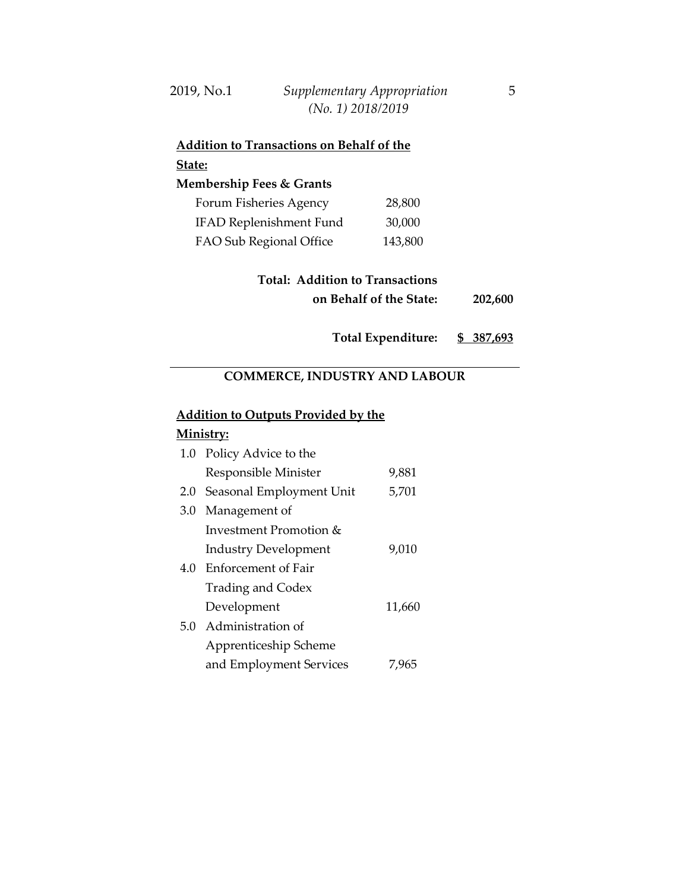**Addition to Transactions on Behalf of the State:**

**Membership Fees & Grants**

| | | |
|---|---|---|
| Forum Fisheries Agency | 28,800 | |
| IFAD Replenishment Fund | 30,000 | |
| FAO Sub Regional Office | 143,800 | |
| **Total: Addition to Transactions on Behalf of the State:** | | **202,600** |
| **Total Expenditure:** | | **$ 387,693** |

---

## COMMERCE, INDUSTRY AND LABOUR

**Addition to Outputs Provided by the Ministry:**

| | | |
|---|---|---|
| 1.0 | Policy Advice to the Responsible Minister | 9,881 |
| 2.0 | Seasonal Employment Unit | 5,701 |
| 3.0 | Management of Investment Promotion & Industry Development | 9,010 |
| 4.0 | Enforcement of Fair Trading and Codex Development | 11,660 |
| 5.0 | Administration of Apprenticeship Scheme and Employment Services | 7,965 |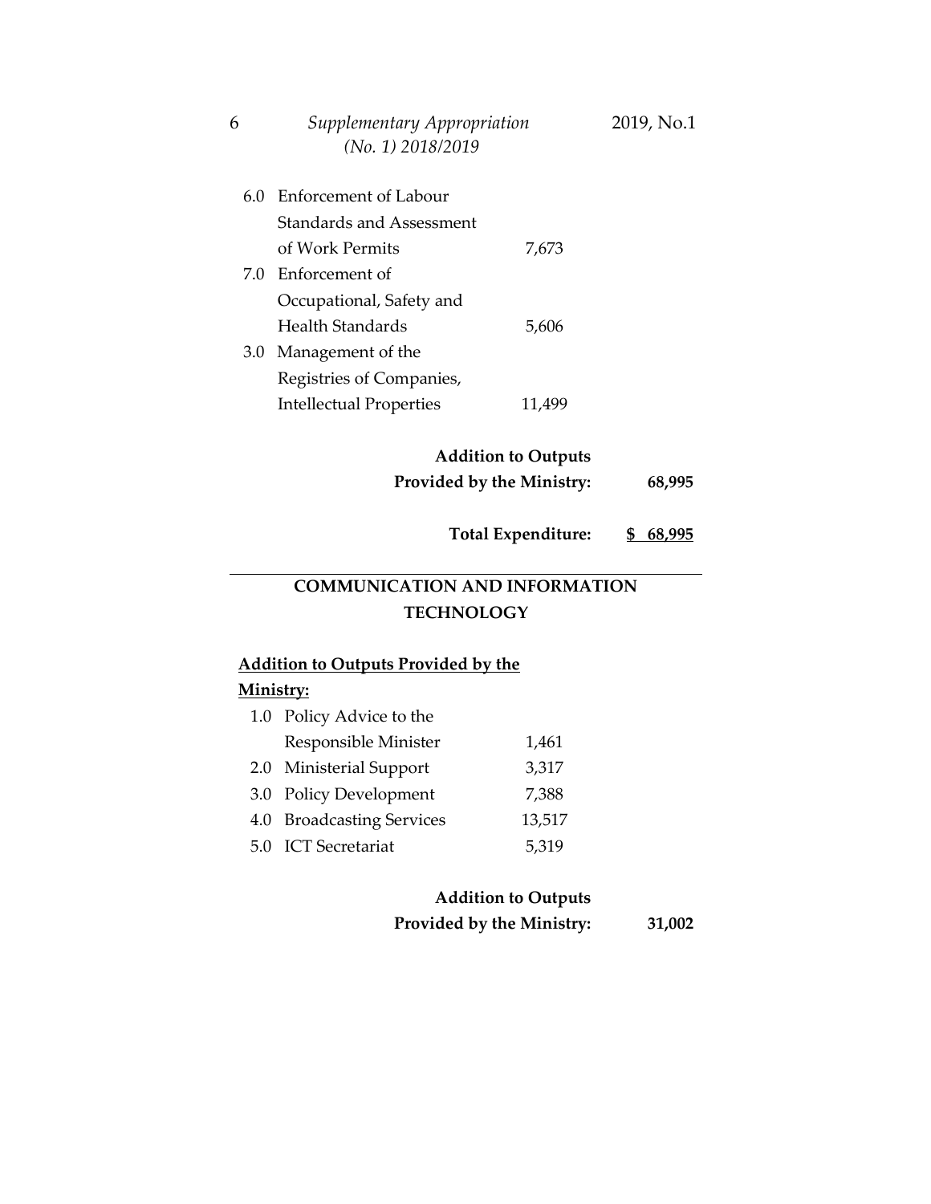| | | | |
|---|---|---|---|
| 6.0 | Enforcement of Labour Standards and Assessment of Work Permits | 7,673 | |
| 7.0 | Enforcement of Occupational, Safety and Health Standards | 5,606 | |
| 3.0 | Management of the Registries of Companies, Intellectual Properties | 11,499 | |
| | **Addition to Outputs Provided by the Ministry:** | | **68,995** |
| | **Total Expenditure:** | | **$ 68,995** |

---

## COMMUNICATION AND INFORMATION TECHNOLOGY

**Addition to Outputs Provided by the Ministry:**

| | | | |
|---|---|---|---|
| 1.0 | Policy Advice to the Responsible Minister | 1,461 | |
| 2.0 | Ministerial Support | 3,317 | |
| 3.0 | Policy Development | 7,388 | |
| 4.0 | Broadcasting Services | 13,517 | |
| 5.0 | ICT Secretariat | 5,319 | |
| | **Addition to Outputs Provided by the Ministry:** | | **31,002** |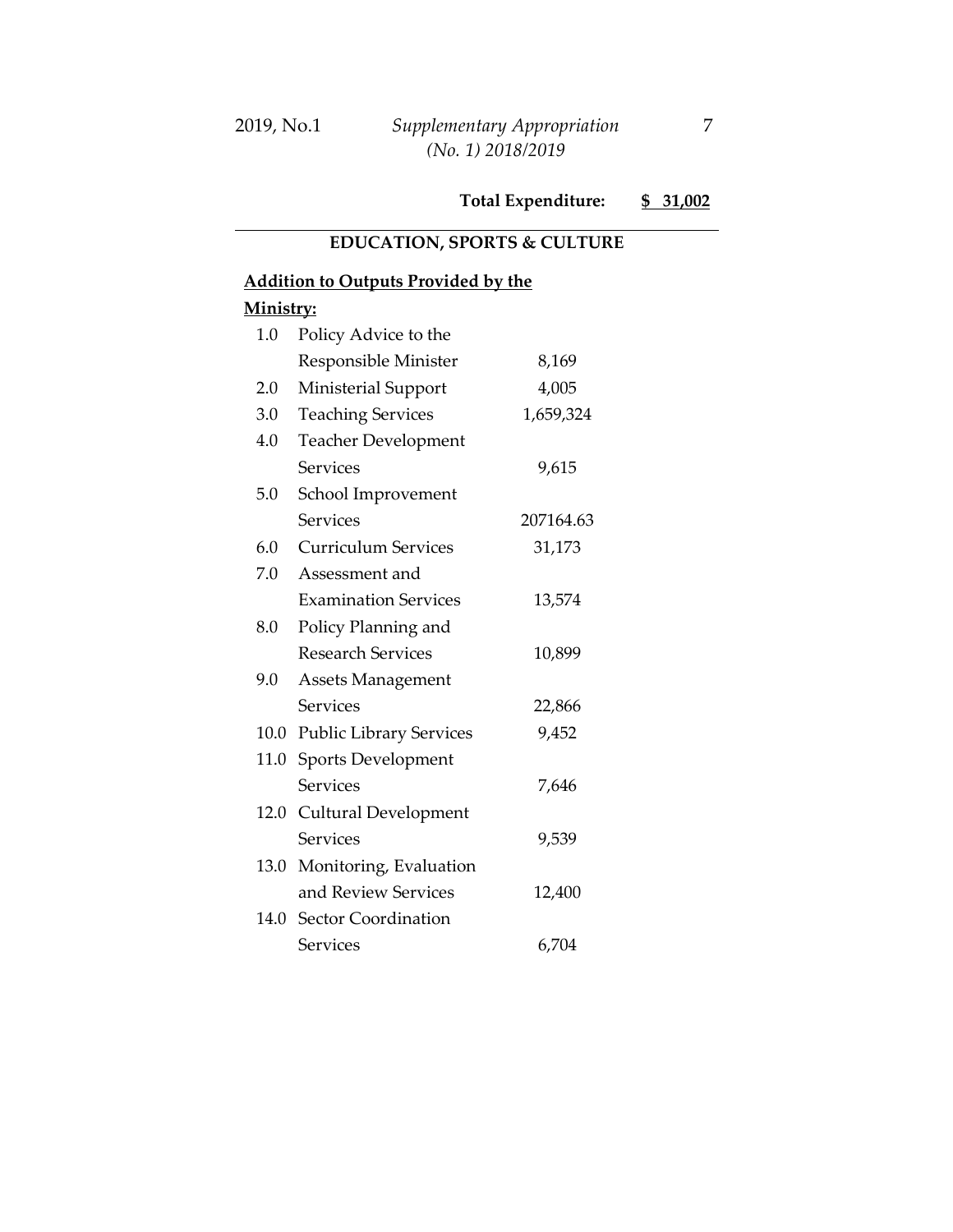**Total Expenditure: $ 31,002**

---

## EDUCATION, SPORTS & CULTURE

**Addition to Outputs Provided by the Ministry:**

| | | |
|---|---|---|
| 1.0 | Policy Advice to the Responsible Minister | 8,169 |
| 2.0 | Ministerial Support | 4,005 |
| 3.0 | Teaching Services | 1,659,324 |
| 4.0 | Teacher Development Services | 9,615 |
| 5.0 | School Improvement Services | 207164.63 |
| 6.0 | Curriculum Services | 31,173 |
| 7.0 | Assessment and Examination Services | 13,574 |
| 8.0 | Policy Planning and Research Services | 10,899 |
| 9.0 | Assets Management Services | 22,866 |
| 10.0 | Public Library Services | 9,452 |
| 11.0 | Sports Development Services | 7,646 |
| 12.0 | Cultural Development Services | 9,539 |
| 13.0 | Monitoring, Evaluation and Review Services | 12,400 |
| 14.0 | Sector Coordination Services | 6,704 |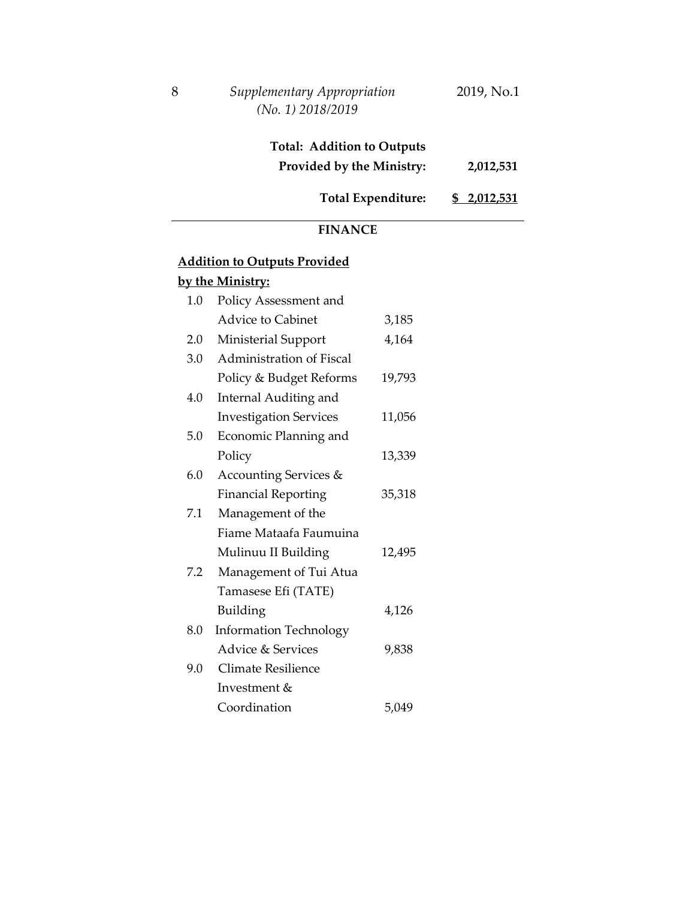| | |
|---|---|
| **Total: Addition to Outputs Provided by the Ministry:** | **2,012,531** |
| **Total Expenditure:** | **$ 2,012,531** |

---

**FINANCE**

**Addition to Outputs Provided by the Ministry:**

| | | |
|---|---|---|
| 1.0 | Policy Assessment and Advice to Cabinet | 3,185 |
| 2.0 | Ministerial Support | 4,164 |
| 3.0 | Administration of Fiscal Policy & Budget Reforms | 19,793 |
| 4.0 | Internal Auditing and Investigation Services | 11,056 |
| 5.0 | Economic Planning and Policy | 13,339 |
| 6.0 | Accounting Services & Financial Reporting | 35,318 |
| 7.1 | Management of the Fiame Mataafa Faumuina Mulinuu II Building | 12,495 |
| 7.2 | Management of Tui Atua Tamasese Efi (TATE) Building | 4,126 |
| 8.0 | Information Technology Advice & Services | 9,838 |
| 9.0 | Climate Resilience Investment & Coordination | 5,049 |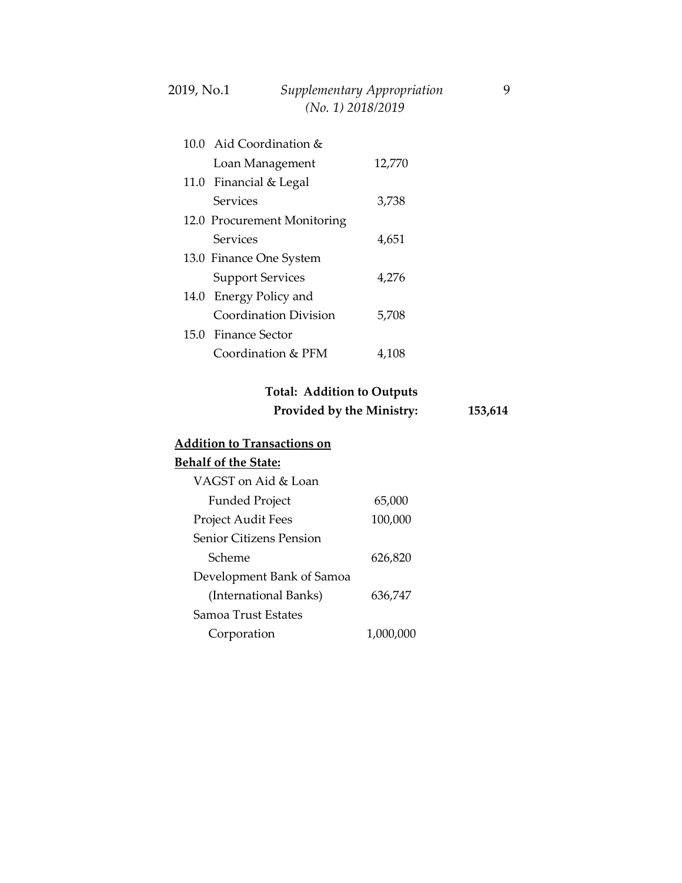| | | |
|---|---|---|
| 10.0 Aid Coordination & Loan Management | 12,770 | |
| 11.0 Financial & Legal Services | 3,738 | |
| 12.0 Procurement Monitoring Services | 4,651 | |
| 13.0 Finance One System Support Services | 4,276 | |
| 14.0 Energy Policy and Coordination Division | 5,708 | |
| 15.0 Finance Sector Coordination & PFM | 4,108 | |
| **Total: Addition to Outputs Provided by the Ministry:** | | **153,614** |

**<u>Addition to Transactions on Behalf of the State:</u>**

| | |
|---|---|
| VAGST on Aid & Loan Funded Project | 65,000 |
| Project Audit Fees | 100,000 |
| Senior Citizens Pension Scheme | 626,820 |
| Development Bank of Samoa (International Banks) | 636,747 |
| Samoa Trust Estates Corporation | 1,000,000 |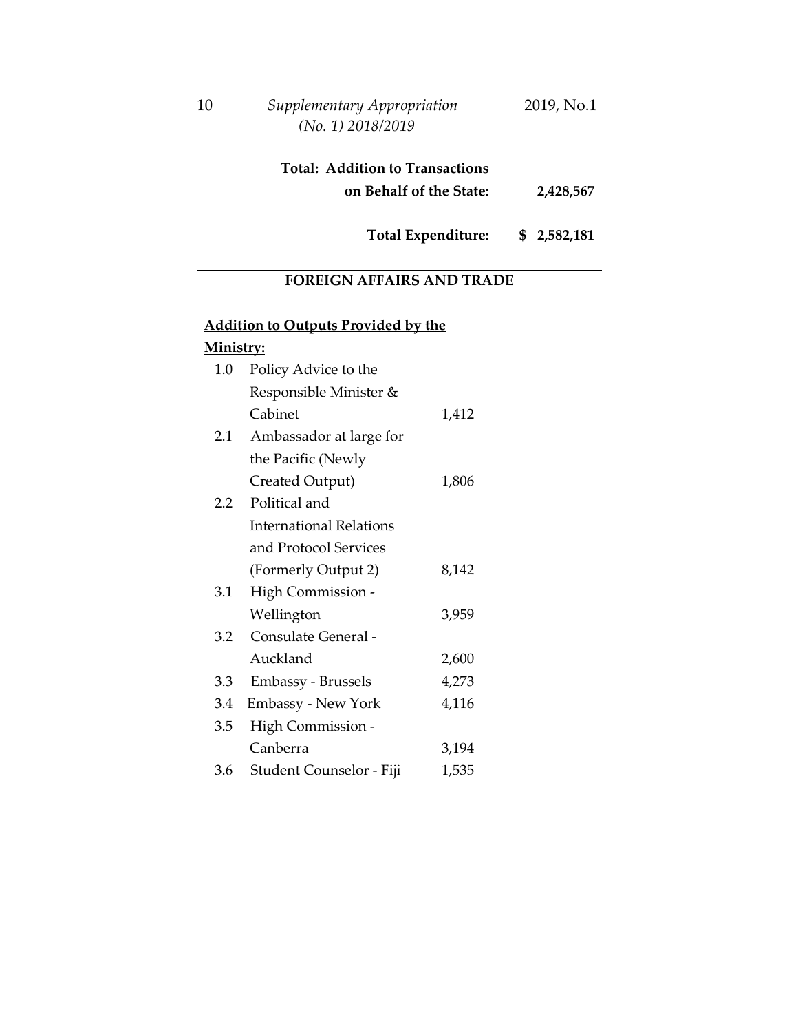**Total: Addition to Transactions on Behalf of the State:** **2,428,567**

**Total Expenditure:** **$ 2,582,181**

---

## FOREIGN AFFAIRS AND TRADE

**Addition to Outputs Provided by the Ministry:**

| | | |
|---|---|---|
| 1.0 | Policy Advice to the Responsible Minister & Cabinet | 1,412 |
| 2.1 | Ambassador at large for the Pacific (Newly Created Output) | 1,806 |
| 2.2 | Political and International Relations and Protocol Services (Formerly Output 2) | 8,142 |
| 3.1 | High Commission - Wellington | 3,959 |
| 3.2 | Consulate General - Auckland | 2,600 |
| 3.3 | Embassy - Brussels | 4,273 |
| 3.4 | Embassy - New York | 4,116 |
| 3.5 | High Commission - Canberra | 3,194 |
| 3.6 | Student Counselor - Fiji | 1,535 |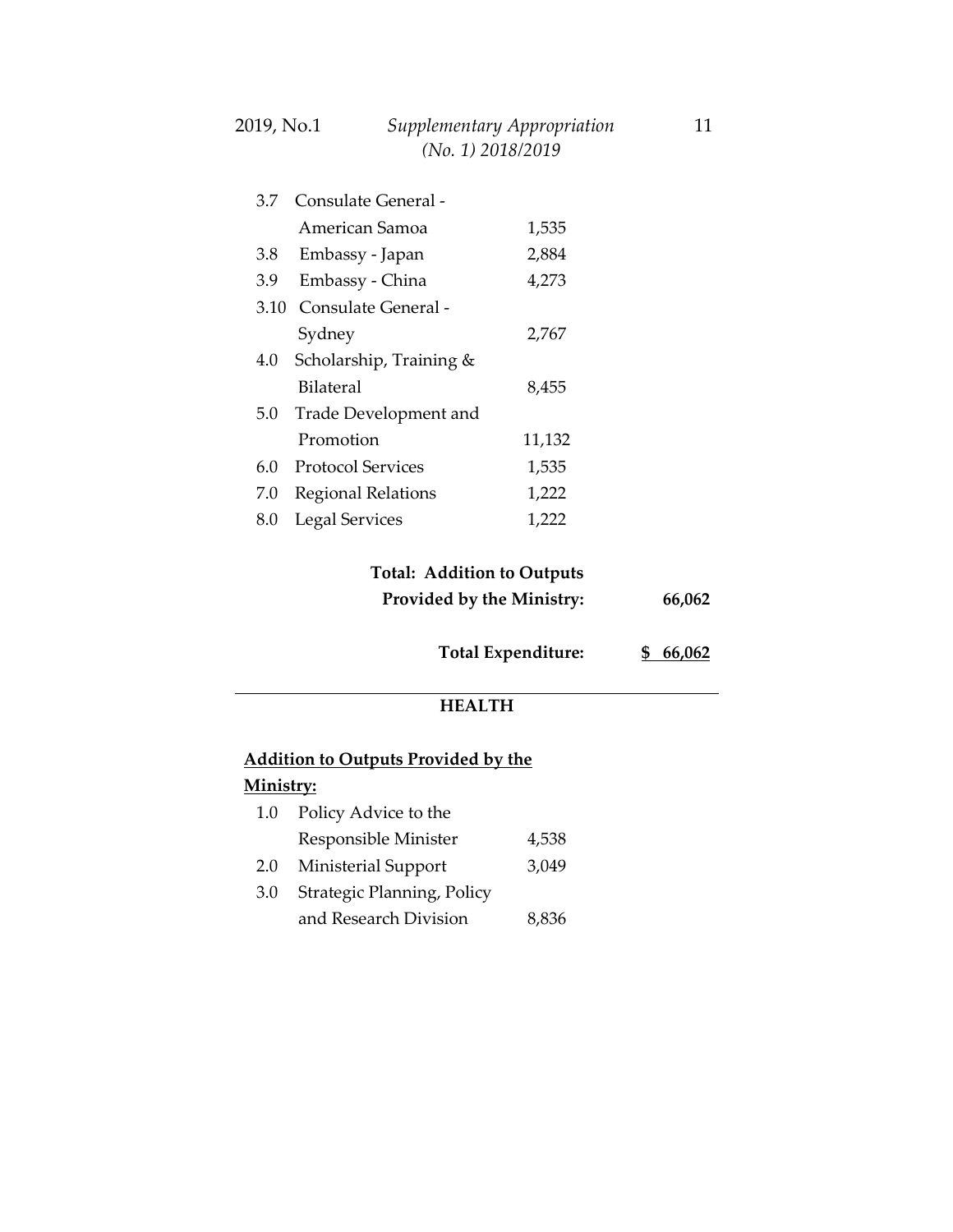| | | | |
|---|---|---|---|
| 3.7 | Consulate General - American Samoa | 1,535 | |
| 3.8 | Embassy - Japan | 2,884 | |
| 3.9 | Embassy - China | 4,273 | |
| 3.10 | Consulate General - Sydney | 2,767 | |
| 4.0 | Scholarship, Training & Bilateral | 8,455 | |
| 5.0 | Trade Development and Promotion | 11,132 | |
| 6.0 | Protocol Services | 1,535 | |
| 7.0 | Regional Relations | 1,222 | |
| 8.0 | Legal Services | 1,222 | |

**Total: Addition to Outputs Provided by the Ministry:** **66,062**

**Total Expenditure:** **$ 66,062**

---

**HEALTH**

**Addition to Outputs Provided by the Ministry:**

| | | |
|---|---|---|
| 1.0 | Policy Advice to the Responsible Minister | 4,538 |
| 2.0 | Ministerial Support | 3,049 |
| 3.0 | Strategic Planning, Policy and Research Division | 8,836 |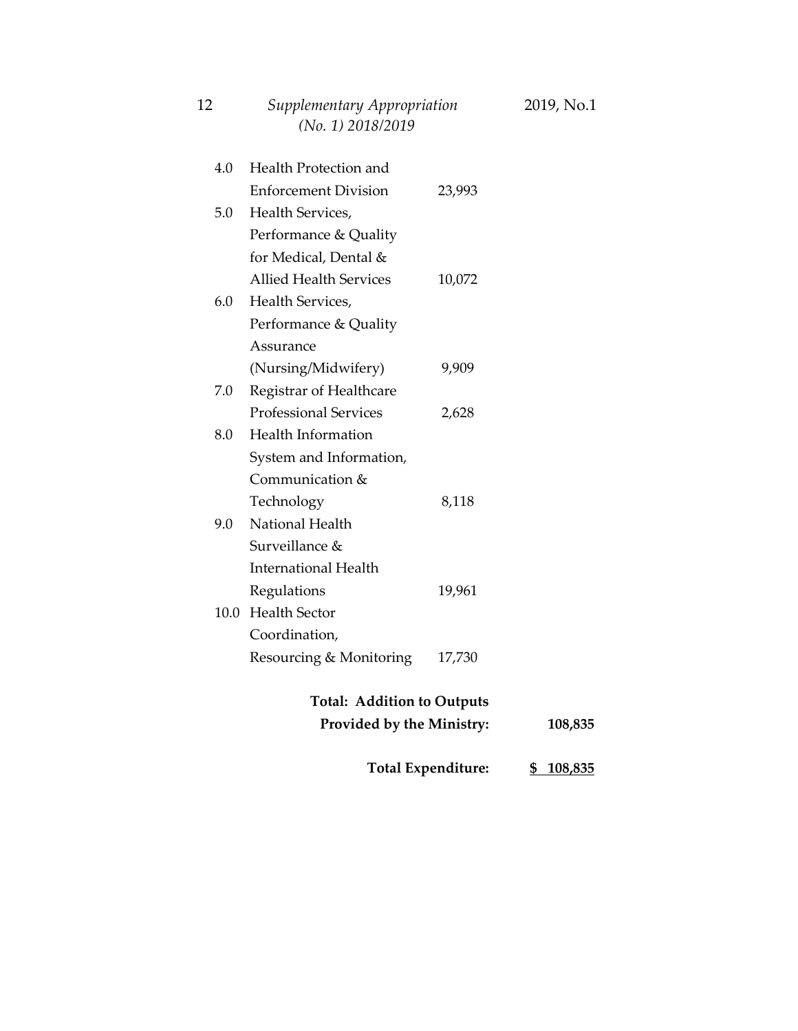| | | | |
|---|---|---|---|
| 4.0 | Health Protection and Enforcement Division | 23,993 | |
| 5.0 | Health Services, Performance & Quality for Medical, Dental & Allied Health Services | 10,072 | |
| 6.0 | Health Services, Performance & Quality Assurance (Nursing/Midwifery) | 9,909 | |
| 7.0 | Registrar of Healthcare Professional Services | 2,628 | |
| 8.0 | Health Information System and Information, Communication & Technology | 8,118 | |
| 9.0 | National Health Surveillance & International Health Regulations | 19,961 | |
| 10.0 | Health Sector Coordination, Resourcing & Monitoring | 17,730 | |
| | **Total: Addition to Outputs Provided by the Ministry:** | | **108,835** |
| | **Total Expenditure:** | | **$ 108,835** |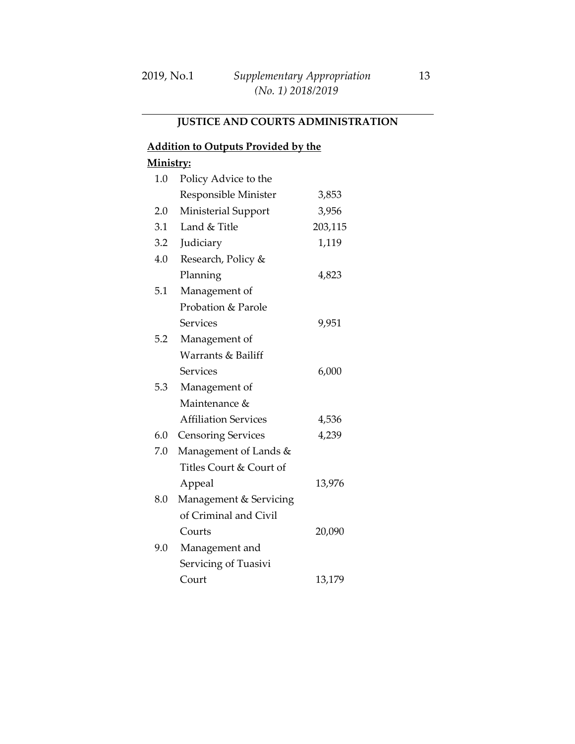## JUSTICE AND COURTS ADMINISTRATION

**Addition to Outputs Provided by the Ministry:**

| | | |
|---|---|---|
| 1.0 | Policy Advice to the Responsible Minister | 3,853 |
| 2.0 | Ministerial Support | 3,956 |
| 3.1 | Land & Title | 203,115 |
| 3.2 | Judiciary | 1,119 |
| 4.0 | Research, Policy & Planning | 4,823 |
| 5.1 | Management of Probation & Parole Services | 9,951 |
| 5.2 | Management of Warrants & Bailiff Services | 6,000 |
| 5.3 | Management of Maintenance & Affiliation Services | 4,536 |
| 6.0 | Censoring Services | 4,239 |
| 7.0 | Management of Lands & Titles Court & Court of Appeal | 13,976 |
| 8.0 | Management & Servicing of Criminal and Civil Courts | 20,090 |
| 9.0 | Management and Servicing of Tuasivi Court | 13,179 |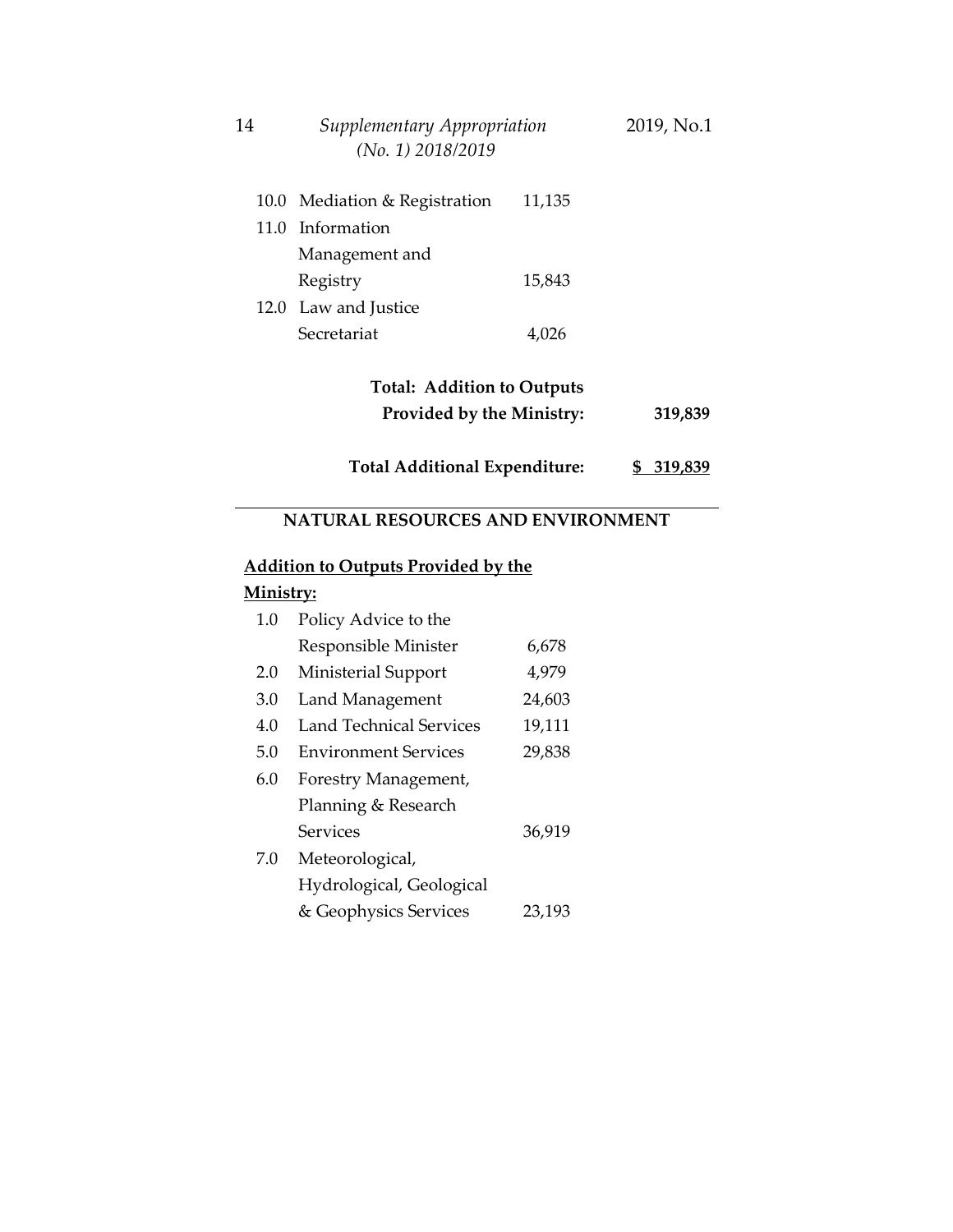| | | | |
|---|---|---|---|
| 10.0 | Mediation & Registration | 11,135 | |
| 11.0 | Information Management and Registry | 15,843 | |
| 12.0 | Law and Justice Secretariat | 4,026 | |
| | **Total: Addition to Outputs Provided by the Ministry:** | | **319,839** |
| | **Total Additional Expenditure:** | | **$ 319,839** |

## NATURAL RESOURCES AND ENVIRONMENT

**Addition to Outputs Provided by the Ministry:**

| | | |
|---|---|---|
| 1.0 | Policy Advice to the Responsible Minister | 6,678 |
| 2.0 | Ministerial Support | 4,979 |
| 3.0 | Land Management | 24,603 |
| 4.0 | Land Technical Services | 19,111 |
| 5.0 | Environment Services | 29,838 |
| 6.0 | Forestry Management, Planning & Research Services | 36,919 |
| 7.0 | Meteorological, Hydrological, Geological & Geophysics Services | 23,193 |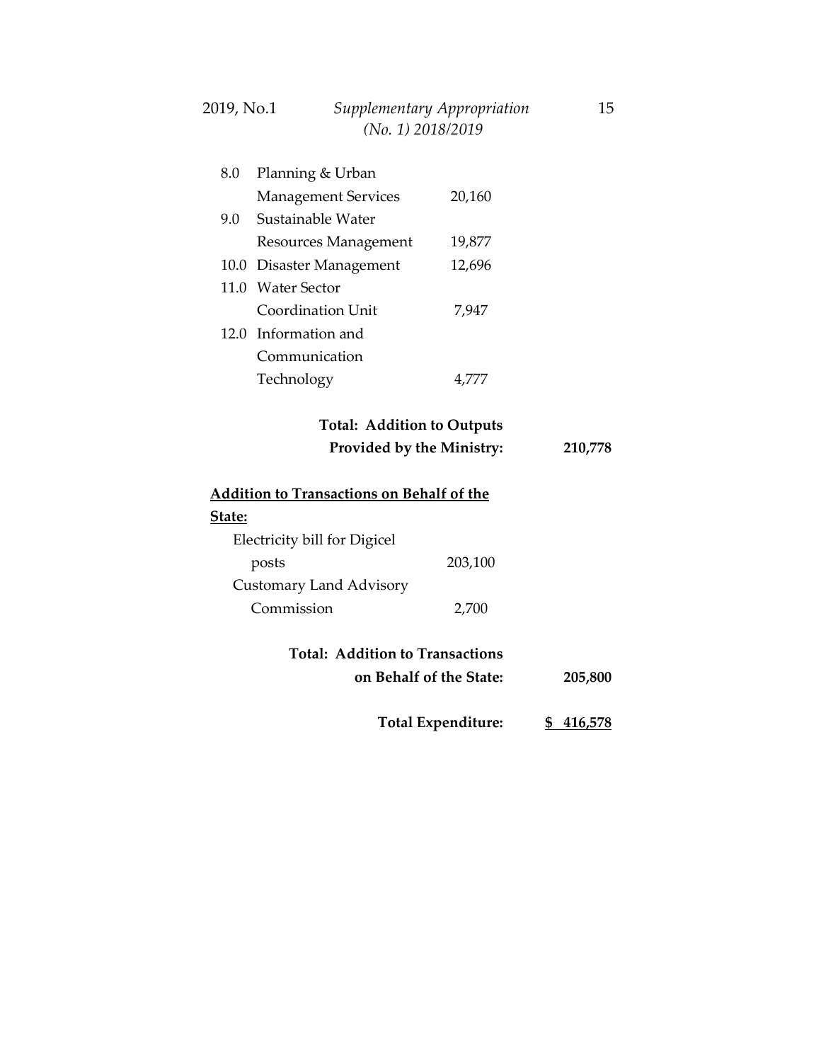| | | | |
|---|---|---|---|
| 8.0 | Planning & Urban Management Services | 20,160 | |
| 9.0 | Sustainable Water Resources Management | 19,877 | |
| 10.0 | Disaster Management | 12,696 | |
| 11.0 | Water Sector Coordination Unit | 7,947 | |
| 12.0 | Information and Communication Technology | 4,777 | |
| | **Total: Addition to Outputs Provided by the Ministry:** | | **210,778** |

**<u>Addition to Transactions on Behalf of the State:</u>**

| | | |
|---|---|---|
| Electricity bill for Digicel posts | 203,100 | |
| Customary Land Advisory Commission | 2,700 | |
| **Total: Addition to Transactions on Behalf of the State:** | | **205,800** |
| **Total Expenditure:** | | **<u>$ 416,578</u>** |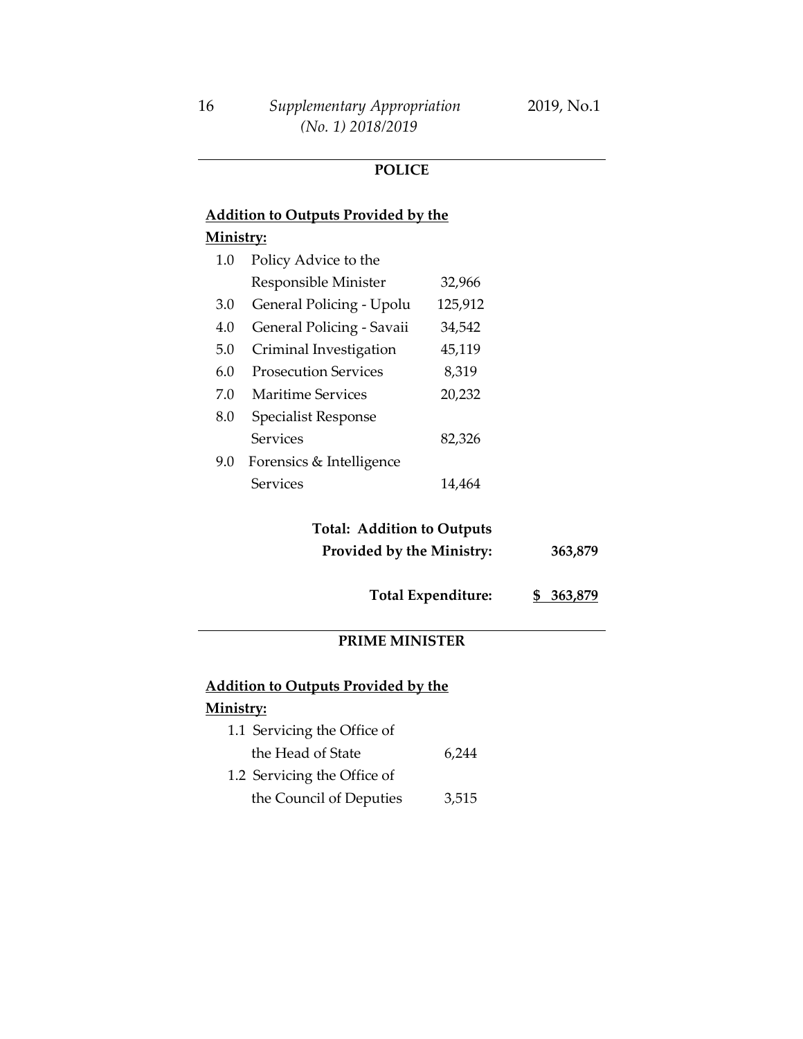## POLICE

**Addition to Outputs Provided by the Ministry:**

| | | | |
|---|---|---|---|
| 1.0 | Policy Advice to the Responsible Minister | 32,966 | |
| 3.0 | General Policing - Upolu | 125,912 | |
| 4.0 | General Policing - Savaii | 34,542 | |
| 5.0 | Criminal Investigation | 45,119 | |
| 6.0 | Prosecution Services | 8,319 | |
| 7.0 | Maritime Services | 20,232 | |
| 8.0 | Specialist Response Services | 82,326 | |
| 9.0 | Forensics & Intelligence Services | 14,464 | |
| | **Total: Addition to Outputs Provided by the Ministry:** | | **363,879** |
| | **Total Expenditure:** | | **$ 363,879** |

## PRIME MINISTER

**Addition to Outputs Provided by the Ministry:**

| | | |
|---|---|---|
| 1.1 | Servicing the Office of the Head of State | 6,244 |
| 1.2 | Servicing the Office of the Council of Deputies | 3,515 |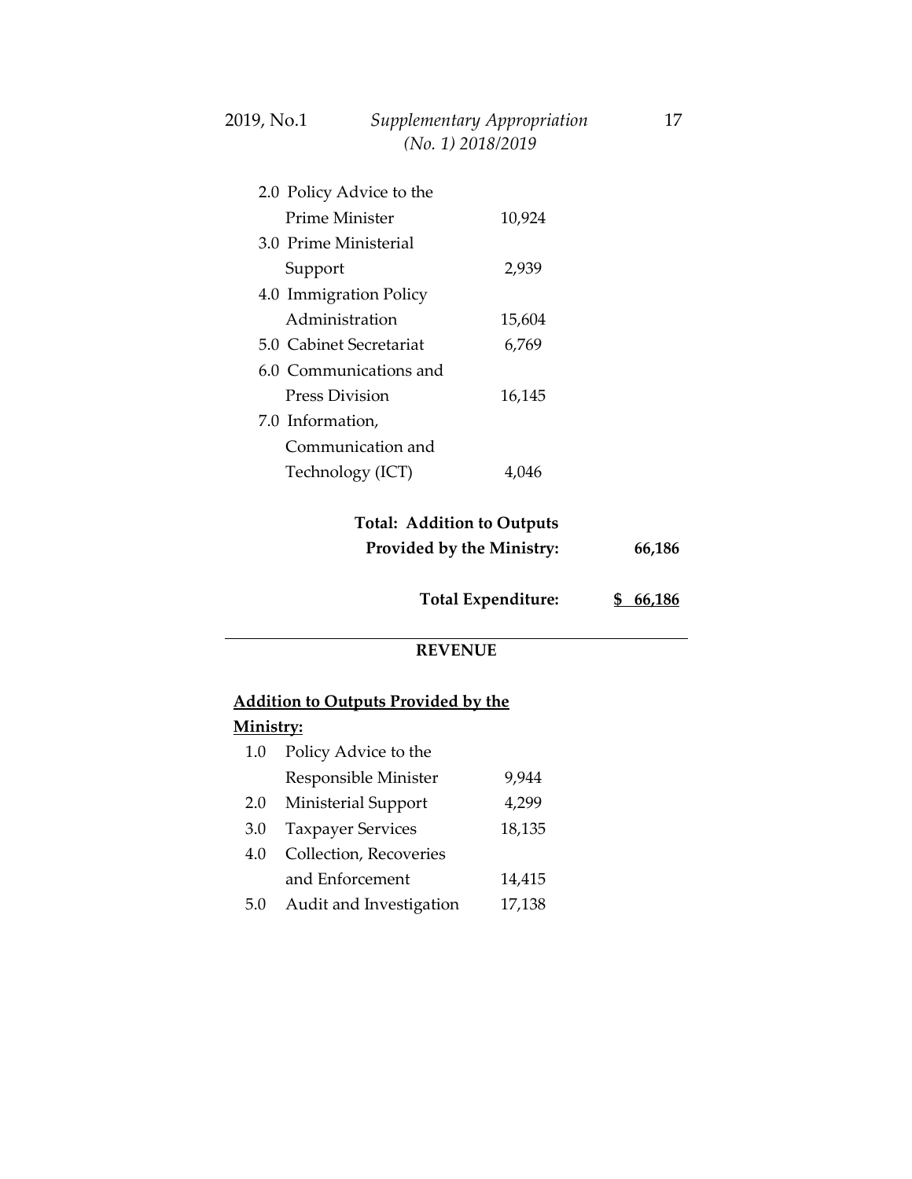| | | |
|---|---|---|
| 2.0 Policy Advice to the Prime Minister | 10,924 | |
| 3.0 Prime Ministerial Support | 2,939 | |
| 4.0 Immigration Policy Administration | 15,604 | |
| 5.0 Cabinet Secretariat | 6,769 | |
| 6.0 Communications and Press Division | 16,145 | |
| 7.0 Information, Communication and Technology (ICT) | 4,046 | |
| **Total: Addition to Outputs Provided by the Ministry:** | | **66,186** |
| **Total Expenditure:** | | **$ 66,186** |

---

**REVENUE**

**Addition to Outputs Provided by the Ministry:**

| | | |
|---|---|---|
| 1.0 | Policy Advice to the Responsible Minister | 9,944 |
| 2.0 | Ministerial Support | 4,299 |
| 3.0 | Taxpayer Services | 18,135 |
| 4.0 | Collection, Recoveries and Enforcement | 14,415 |
| 5.0 | Audit and Investigation | 17,138 |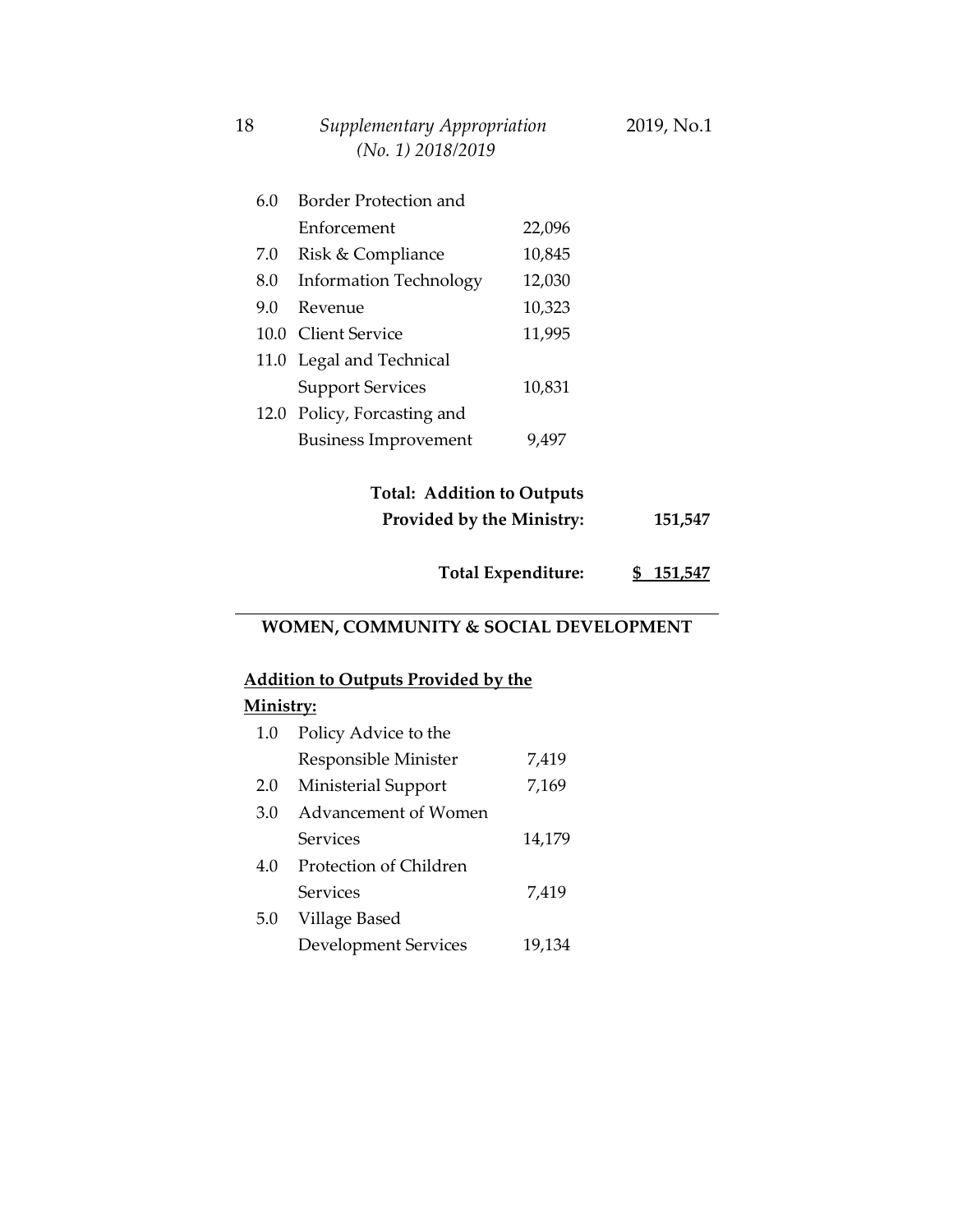| | | | |
|---|---|---|---|
| 6.0 | Border Protection and Enforcement | 22,096 | |
| 7.0 | Risk & Compliance | 10,845 | |
| 8.0 | Information Technology | 12,030 | |
| 9.0 | Revenue | 10,323 | |
| 10.0 | Client Service | 11,995 | |
| 11.0 | Legal and Technical Support Services | 10,831 | |
| 12.0 | Policy, Forcasting and Business Improvement | 9,497 | |

**Total: Addition to Outputs Provided by the Ministry:** **151,547**

**Total Expenditure:** **$ 151,547**

---

## WOMEN, COMMUNITY & SOCIAL DEVELOPMENT

**Addition to Outputs Provided by the Ministry:**

| | | |
|---|---|---|
| 1.0 | Policy Advice to the Responsible Minister | 7,419 |
| 2.0 | Ministerial Support | 7,169 |
| 3.0 | Advancement of Women Services | 14,179 |
| 4.0 | Protection of Children Services | 7,419 |
| 5.0 | Village Based Development Services | 19,134 |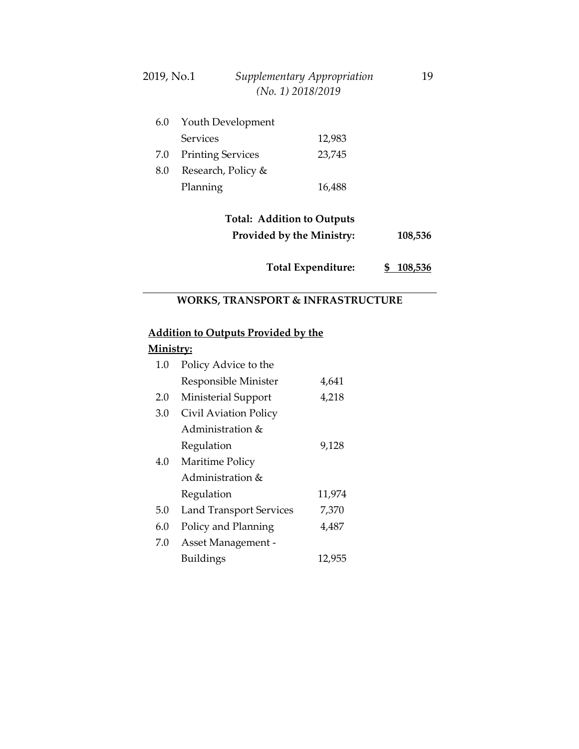| | | | |
|---|---|---|---|
| 6.0 | Youth Development Services | 12,983 | |
| 7.0 | Printing Services | 23,745 | |
| 8.0 | Research, Policy & Planning | 16,488 | |

**Total: Addition to Outputs Provided by the Ministry:** **108,536**

**Total Expenditure:** **$ 108,536**

---

## WORKS, TRANSPORT & INFRASTRUCTURE

**Addition to Outputs Provided by the Ministry:**

| | | |
|---|---|---|
| 1.0 | Policy Advice to the Responsible Minister | 4,641 |
| 2.0 | Ministerial Support | 4,218 |
| 3.0 | Civil Aviation Policy Administration & Regulation | 9,128 |
| 4.0 | Maritime Policy Administration & Regulation | 11,974 |
| 5.0 | Land Transport Services | 7,370 |
| 6.0 | Policy and Planning | 4,487 |
| 7.0 | Asset Management - Buildings | 12,955 |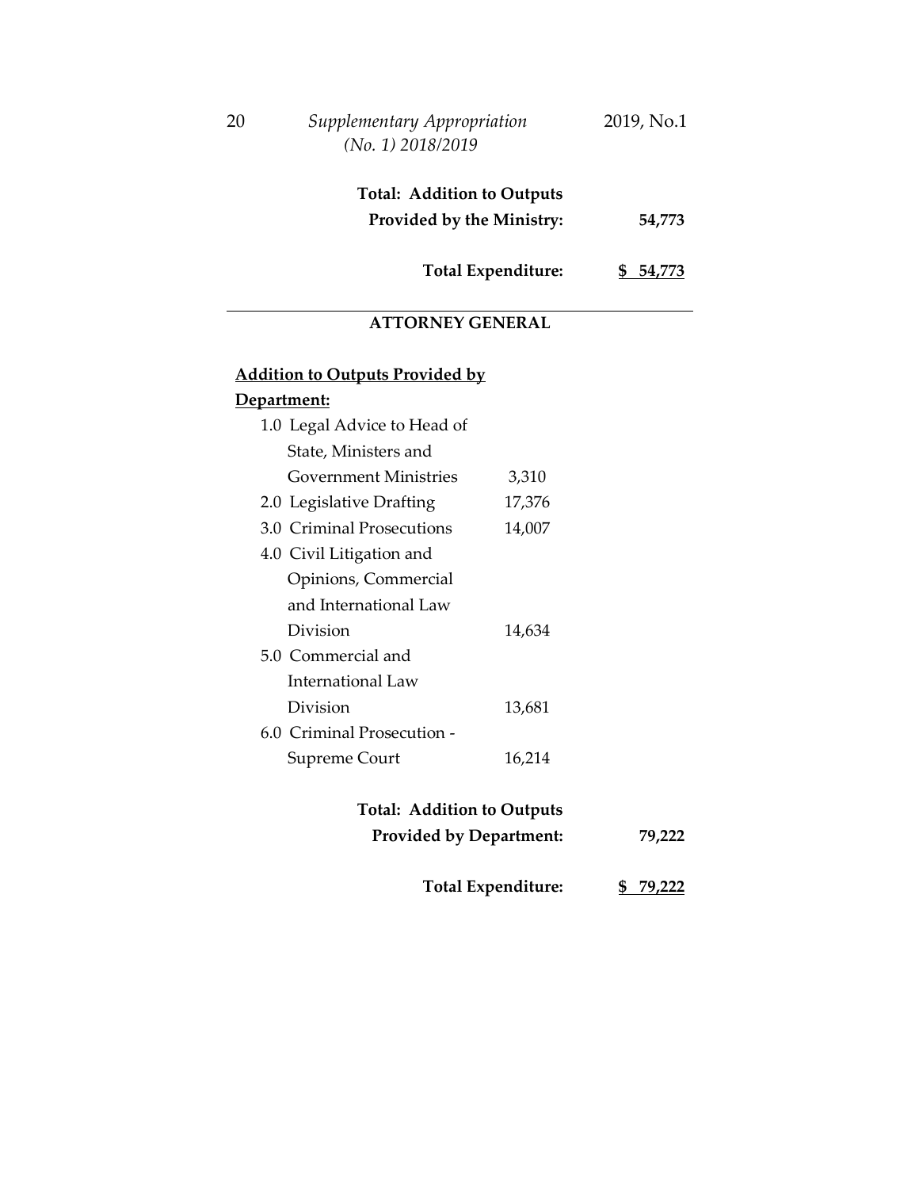**Total: Addition to Outputs Provided by the Ministry:** **54,773**

**Total Expenditure:** **$ 54,773**

---

## ATTORNEY GENERAL

**Addition to Outputs Provided by Department:**

| | | |
|---|---|---|
| 1.0 Legal Advice to Head of State, Ministers and Government Ministries | 3,310 | |
| 2.0 Legislative Drafting | 17,376 | |
| 3.0 Criminal Prosecutions | 14,007 | |
| 4.0 Civil Litigation and Opinions, Commercial and International Law Division | 14,634 | |
| 5.0 Commercial and International Law Division | 13,681 | |
| 6.0 Criminal Prosecution - Supreme Court | 16,214 | |
| **Total: Addition to Outputs Provided by Department:** | | **79,222** |
| **Total Expenditure:** | | **$ 79,222** |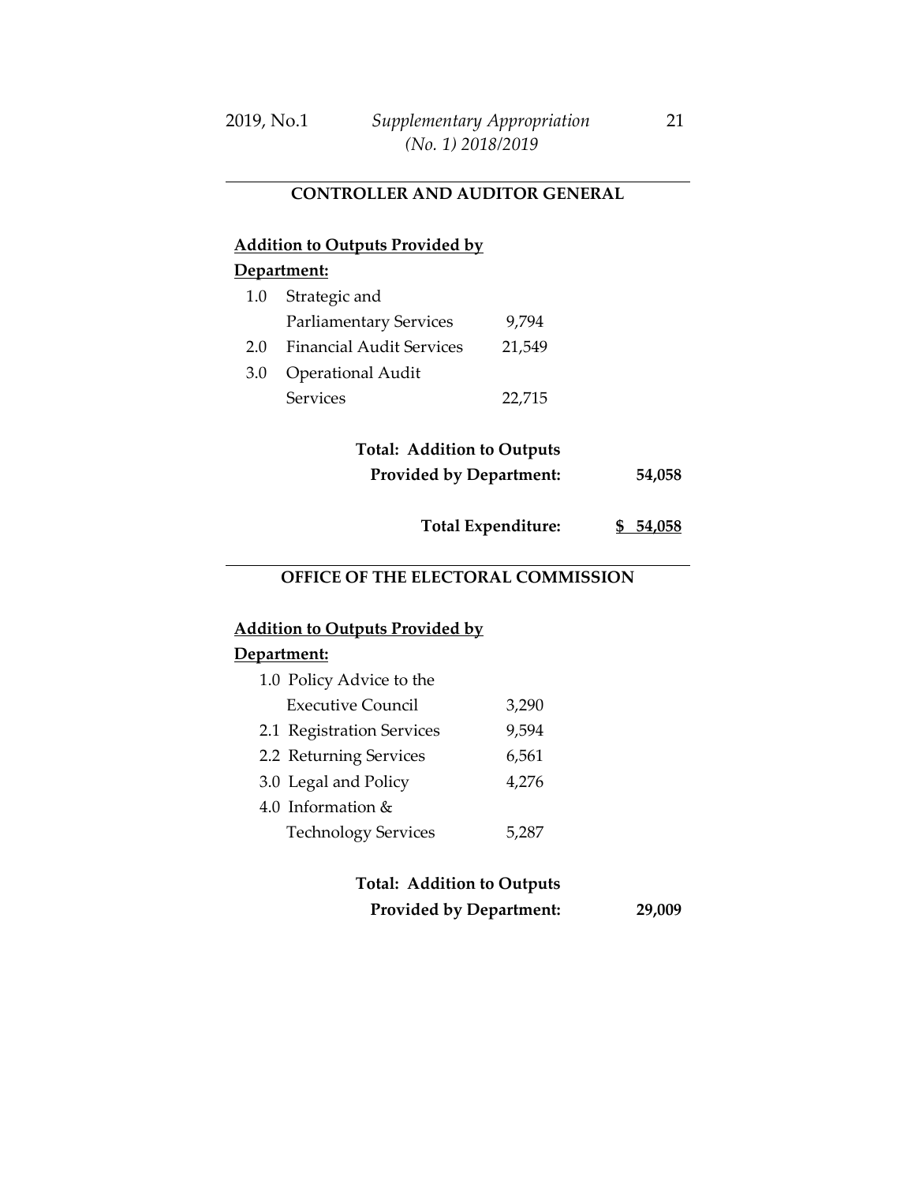## CONTROLLER AND AUDITOR GENERAL

**Addition to Outputs Provided by Department:**

| | | | |
|---|---|---|---|
| 1.0 | Strategic and Parliamentary Services | 9,794 | |
| 2.0 | Financial Audit Services | 21,549 | |
| 3.0 | Operational Audit Services | 22,715 | |
| | **Total: Addition to Outputs Provided by Department:** | | **54,058** |
| | **Total Expenditure:** | | **$ 54,058** |

## OFFICE OF THE ELECTORAL COMMISSION

**Addition to Outputs Provided by Department:**

| | | | |
|---|---|---|---|
| 1.0 | Policy Advice to the Executive Council | 3,290 | |
| 2.1 | Registration Services | 9,594 | |
| 2.2 | Returning Services | 6,561 | |
| 3.0 | Legal and Policy | 4,276 | |
| 4.0 | Information & Technology Services | 5,287 | |
| | **Total: Addition to Outputs Provided by Department:** | | **29,009** |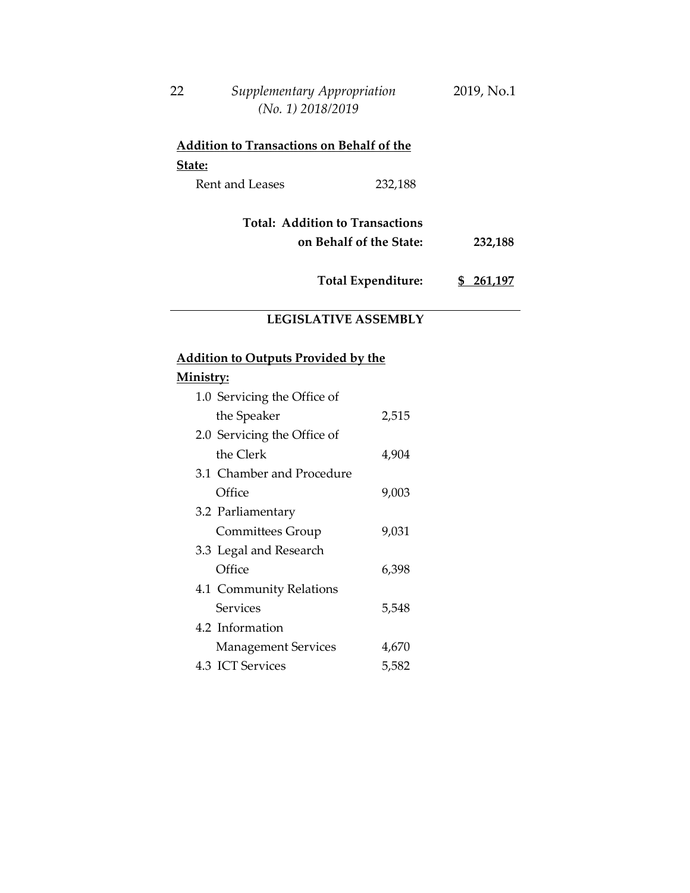**Addition to Transactions on Behalf of the State:**

| | | |
|---|---|---|
| Rent and Leases | 232,188 | |
| **Total: Addition to Transactions on Behalf of the State:** | | **232,188** |
| **Total Expenditure:** | | **$ 261,197** |

---

**LEGISLATIVE ASSEMBLY**

**Addition to Outputs Provided by the Ministry:**

| | |
|---|---|
| 1.0 Servicing the Office of the Speaker | 2,515 |
| 2.0 Servicing the Office of the Clerk | 4,904 |
| 3.1 Chamber and Procedure Office | 9,003 |
| 3.2 Parliamentary Committees Group | 9,031 |
| 3.3 Legal and Research Office | 6,398 |
| 4.1 Community Relations Services | 5,548 |
| 4.2 Information Management Services | 4,670 |
| 4.3 ICT Services | 5,582 |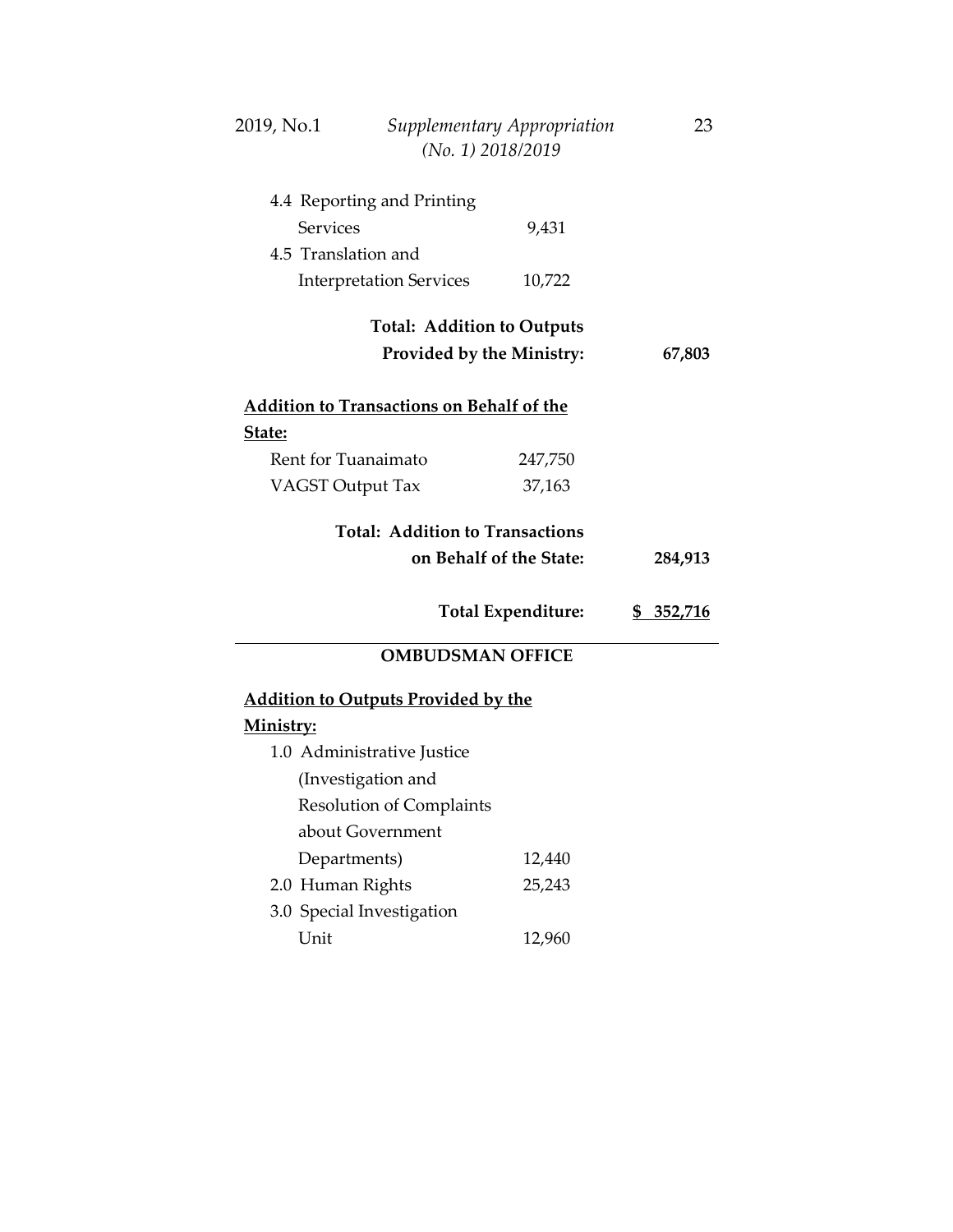4.4 Reporting and Printing Services 9,431

4.5 Translation and Interpretation Services 10,722

**Total: Addition to Outputs Provided by the Ministry: 67,803**

**<u>Addition to Transactions on Behalf of the State:</u>**

Rent for Tuanaimato 247,750

VAGST Output Tax 37,163

**Total: Addition to Transactions on Behalf of the State: 284,913**

**Total Expenditure: <u>$ 352,716</u>**

---

**OMBUDSMAN OFFICE**

**<u>Addition to Outputs Provided by the Ministry:</u>**

1.0 Administrative Justice (Investigation and Resolution of Complaints about Government Departments) 12,440

2.0 Human Rights 25,243

3.0 Special Investigation Unit 12,960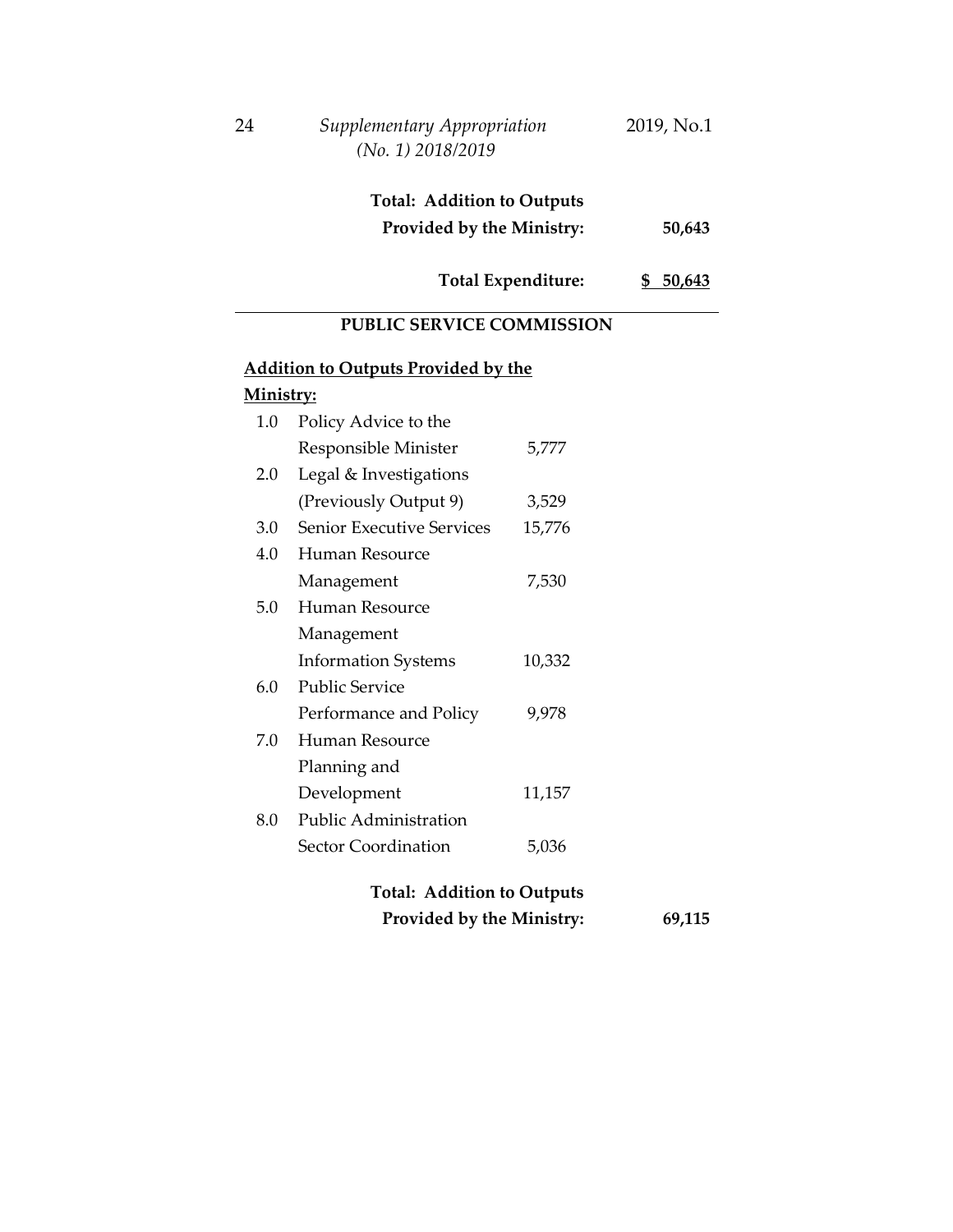| | |
|---|---|
| **Total: Addition to Outputs Provided by the Ministry:** | **50,643** |
| **Total Expenditure:** | **$ 50,643** |

## PUBLIC SERVICE COMMISSION

**Addition to Outputs Provided by the Ministry:**

| | | | |
|---|---|---|---|
| 1.0 | Policy Advice to the Responsible Minister | 5,777 | |
| 2.0 | Legal & Investigations (Previously Output 9) | 3,529 | |
| 3.0 | Senior Executive Services | 15,776 | |
| 4.0 | Human Resource Management | 7,530 | |
| 5.0 | Human Resource Management Information Systems | 10,332 | |
| 6.0 | Public Service Performance and Policy | 9,978 | |
| 7.0 | Human Resource Planning and Development | 11,157 | |
| 8.0 | Public Administration Sector Coordination | 5,036 | |
| | **Total: Addition to Outputs Provided by the Ministry:** | | **69,115** |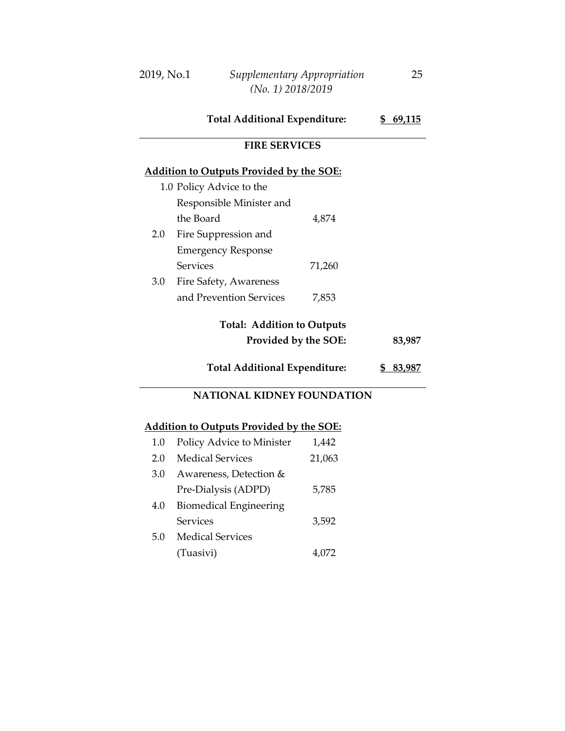**Total Additional Expenditure:** **$ 69,115**

---

## FIRE SERVICES

**Addition to Outputs Provided by the SOE:**

| | | | |
|---|---|---|---|
| 1.0 | Policy Advice to the Responsible Minister and the Board | 4,874 | |
| 2.0 | Fire Suppression and Emergency Response Services | 71,260 | |
| 3.0 | Fire Safety, Awareness and Prevention Services | 7,853 | |
| | **Total: Addition to Outputs Provided by the SOE:** | | **83,987** |
| | **Total Additional Expenditure:** | | **$ 83,987** |

---

## NATIONAL KIDNEY FOUNDATION

**Addition to Outputs Provided by the SOE:**

| | | |
|---|---|---|
| 1.0 | Policy Advice to Minister | 1,442 |
| 2.0 | Medical Services | 21,063 |
| 3.0 | Awareness, Detection & Pre-Dialysis (ADPD) | 5,785 |
| 4.0 | Biomedical Engineering Services | 3,592 |
| 5.0 | Medical Services (Tuasivi) | 4,072 |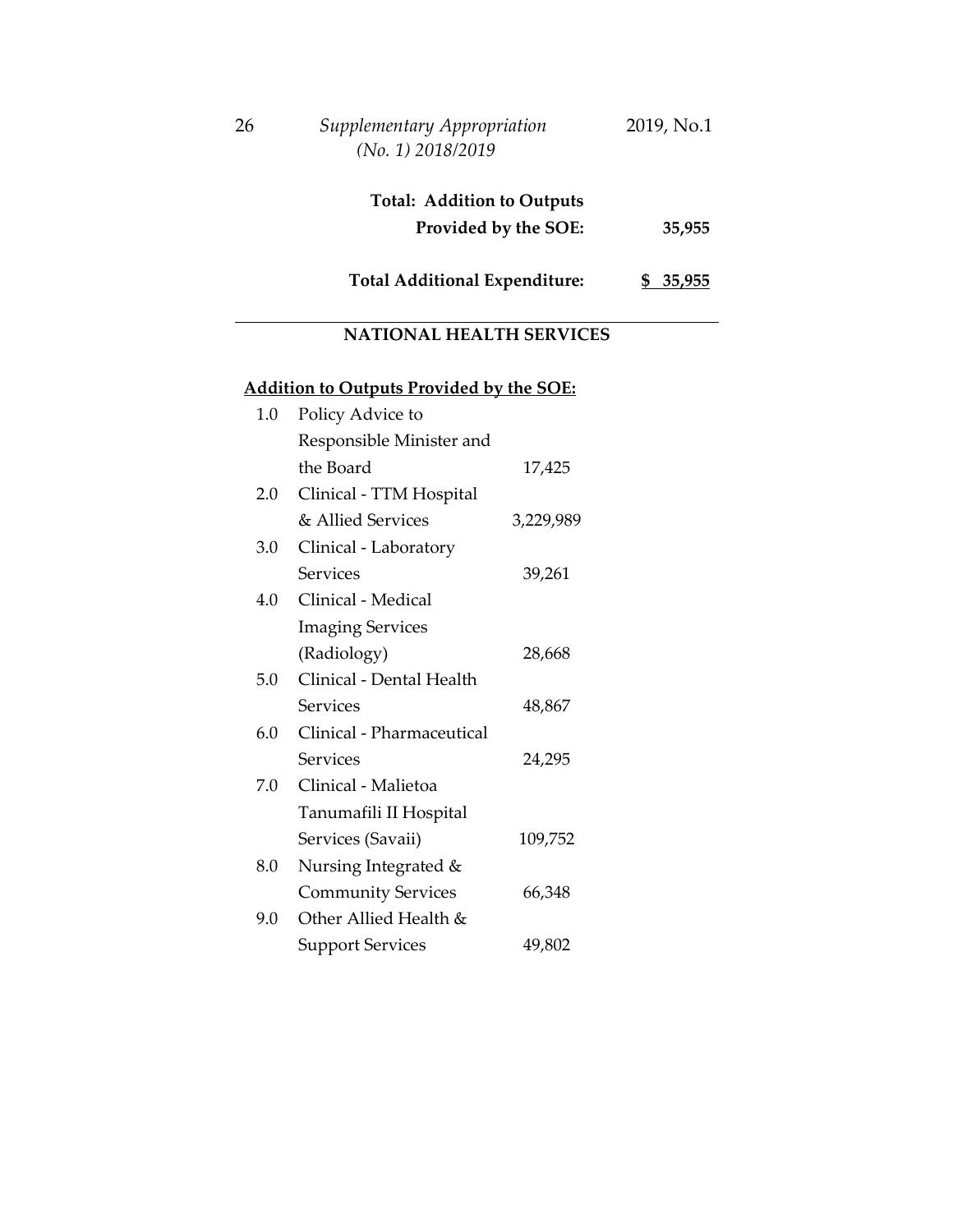| | |
|---|---|
| **Total: Addition to Outputs Provided by the SOE:** | **35,955** |
| **Total Additional Expenditure:** | **$ 35,955** |

## NATIONAL HEALTH SERVICES

**Addition to Outputs Provided by the SOE:**

| | | |
|---|---|---|
| 1.0 | Policy Advice to Responsible Minister and the Board | 17,425 |
| 2.0 | Clinical - TTM Hospital & Allied Services | 3,229,989 |
| 3.0 | Clinical - Laboratory Services | 39,261 |
| 4.0 | Clinical - Medical Imaging Services (Radiology) | 28,668 |
| 5.0 | Clinical - Dental Health Services | 48,867 |
| 6.0 | Clinical - Pharmaceutical Services | 24,295 |
| 7.0 | Clinical - Malietoa Tanumafili II Hospital Services (Savaii) | 109,752 |
| 8.0 | Nursing Integrated & Community Services | 66,348 |
| 9.0 | Other Allied Health & Support Services | 49,802 |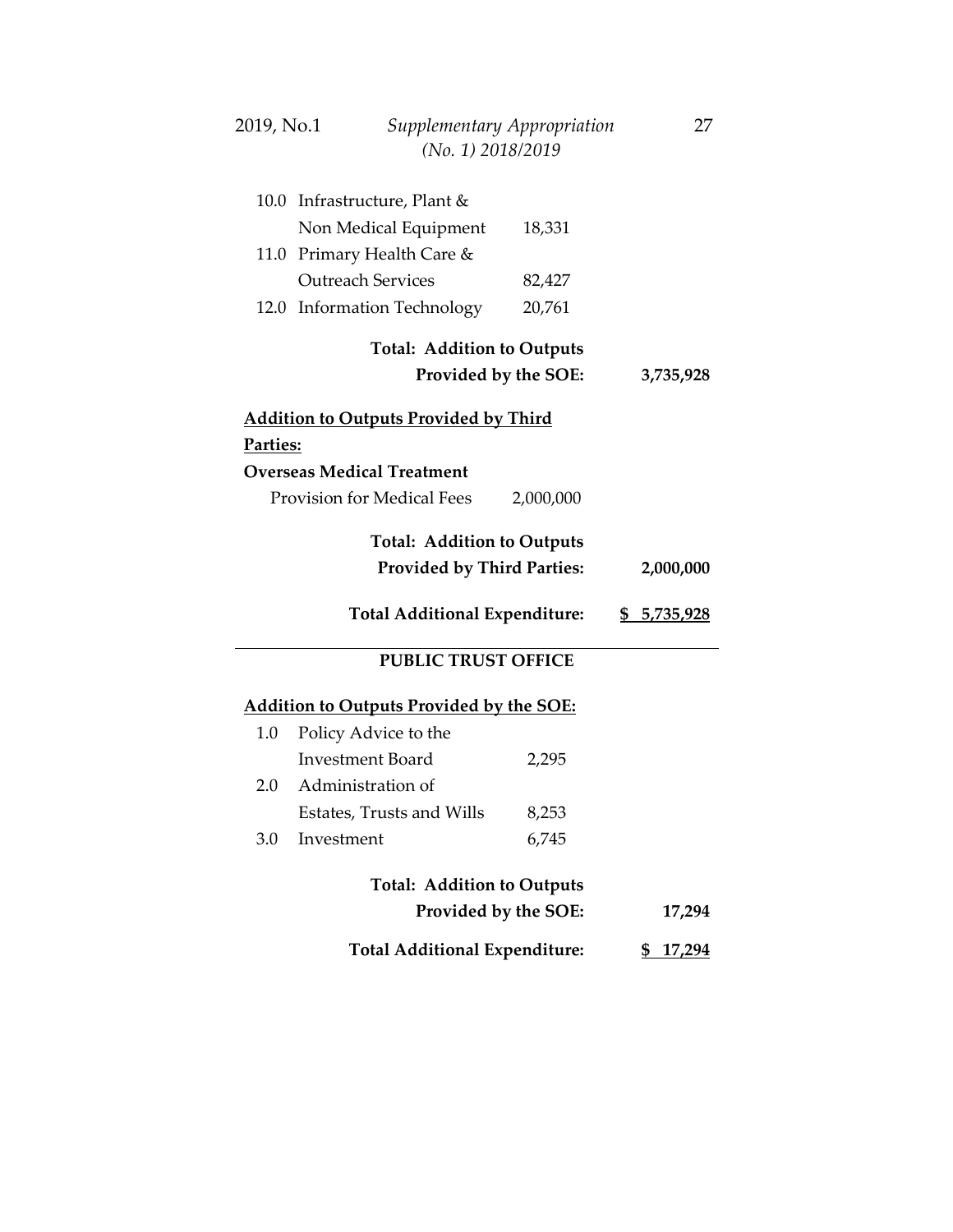| | | | |
|---|---|---|---|
| 10.0 | Infrastructure, Plant & Non Medical Equipment | 18,331 | |
| 11.0 | Primary Health Care & Outreach Services | 82,427 | |
| 12.0 | Information Technology | 20,761 | |

**Total: Addition to Outputs Provided by the SOE: 3,735,928**

**Addition to Outputs Provided by Third Parties:**

**Overseas Medical Treatment**

| | |
|---|---|
| Provision for Medical Fees | 2,000,000 |

**Total: Addition to Outputs Provided by Third Parties: 2,000,000**

**Total Additional Expenditure: $ 5,735,928**

---

**PUBLIC TRUST OFFICE**

**Addition to Outputs Provided by the SOE:**

| | | |
|---|---|---|
| 1.0 | Policy Advice to the Investment Board | 2,295 |
| 2.0 | Administration of Estates, Trusts and Wills | 8,253 |
| 3.0 | Investment | 6,745 |

**Total: Addition to Outputs Provided by the SOE: 17,294**

**Total Additional Expenditure: $ 17,294**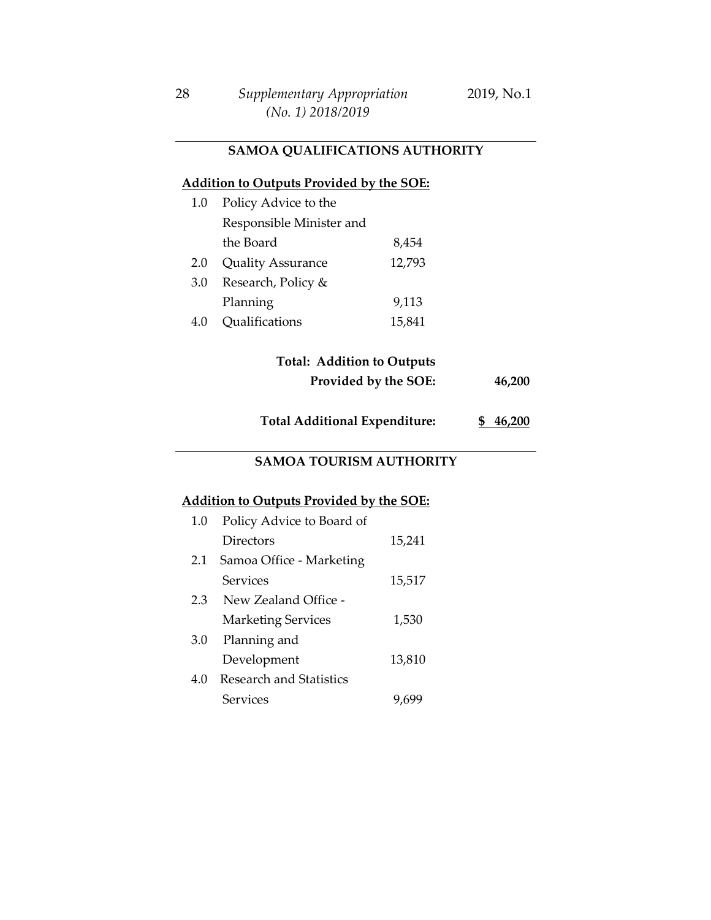## SAMOA QUALIFICATIONS AUTHORITY

**<u>Addition to Outputs Provided by the SOE:</u>**

| | | | |
|---|---|---|---|
| 1.0 | Policy Advice to the Responsible Minister and the Board | 8,454 | |
| 2.0 | Quality Assurance | 12,793 | |
| 3.0 | Research, Policy & Planning | 9,113 | |
| 4.0 | Qualifications | 15,841 | |
| | **Total: Addition to Outputs Provided by the SOE:** | | **46,200** |
| | **Total Additional Expenditure:** | | **$ 46,200** |

## SAMOA TOURISM AUTHORITY

**<u>Addition to Outputs Provided by the SOE:</u>**

| | | |
|---|---|---|
| 1.0 | Policy Advice to Board of Directors | 15,241 |
| 2.1 | Samoa Office - Marketing Services | 15,517 |
| 2.3 | New Zealand Office - Marketing Services | 1,530 |
| 3.0 | Planning and Development | 13,810 |
| 4.0 | Research and Statistics Services | 9,699 |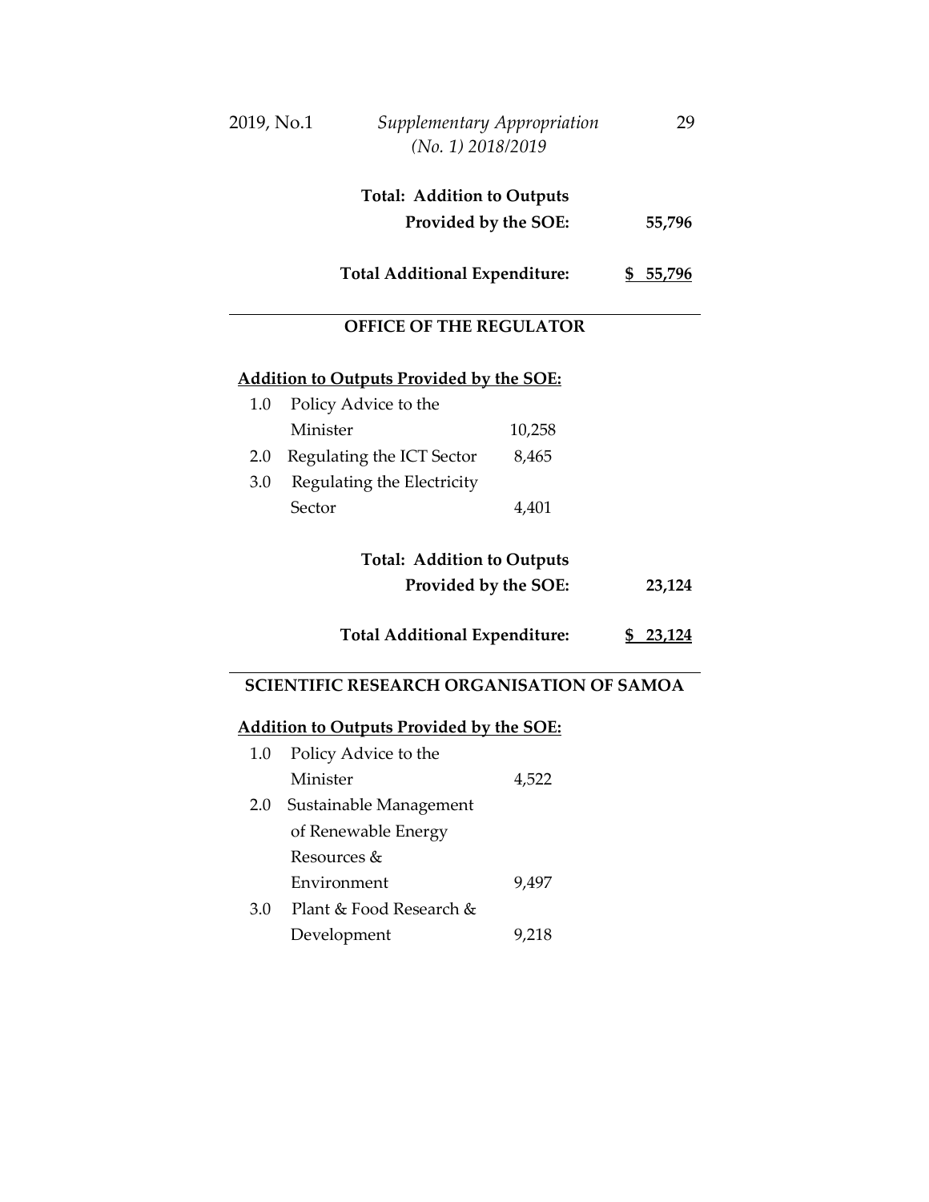**Total: Addition to Outputs Provided by the SOE: 55,796**

**Total Additional Expenditure: $ 55,796**

---

## OFFICE OF THE REGULATOR

**Addition to Outputs Provided by the SOE:**

| | | | |
|---|---|---|---|
| 1.0 | Policy Advice to the Minister | 10,258 | |
| 2.0 | Regulating the ICT Sector | 8,465 | |
| 3.0 | Regulating the Electricity Sector | 4,401 | |
| | **Total: Addition to Outputs Provided by the SOE:** | | **23,124** |
| | **Total Additional Expenditure:** | | **$ 23,124** |

---

## SCIENTIFIC RESEARCH ORGANISATION OF SAMOA

**Addition to Outputs Provided by the SOE:**

| | | |
|---|---|---|
| 1.0 | Policy Advice to the Minister | 4,522 |
| 2.0 | Sustainable Management of Renewable Energy Resources & Environment | 9,497 |
| 3.0 | Plant & Food Research & Development | 9,218 |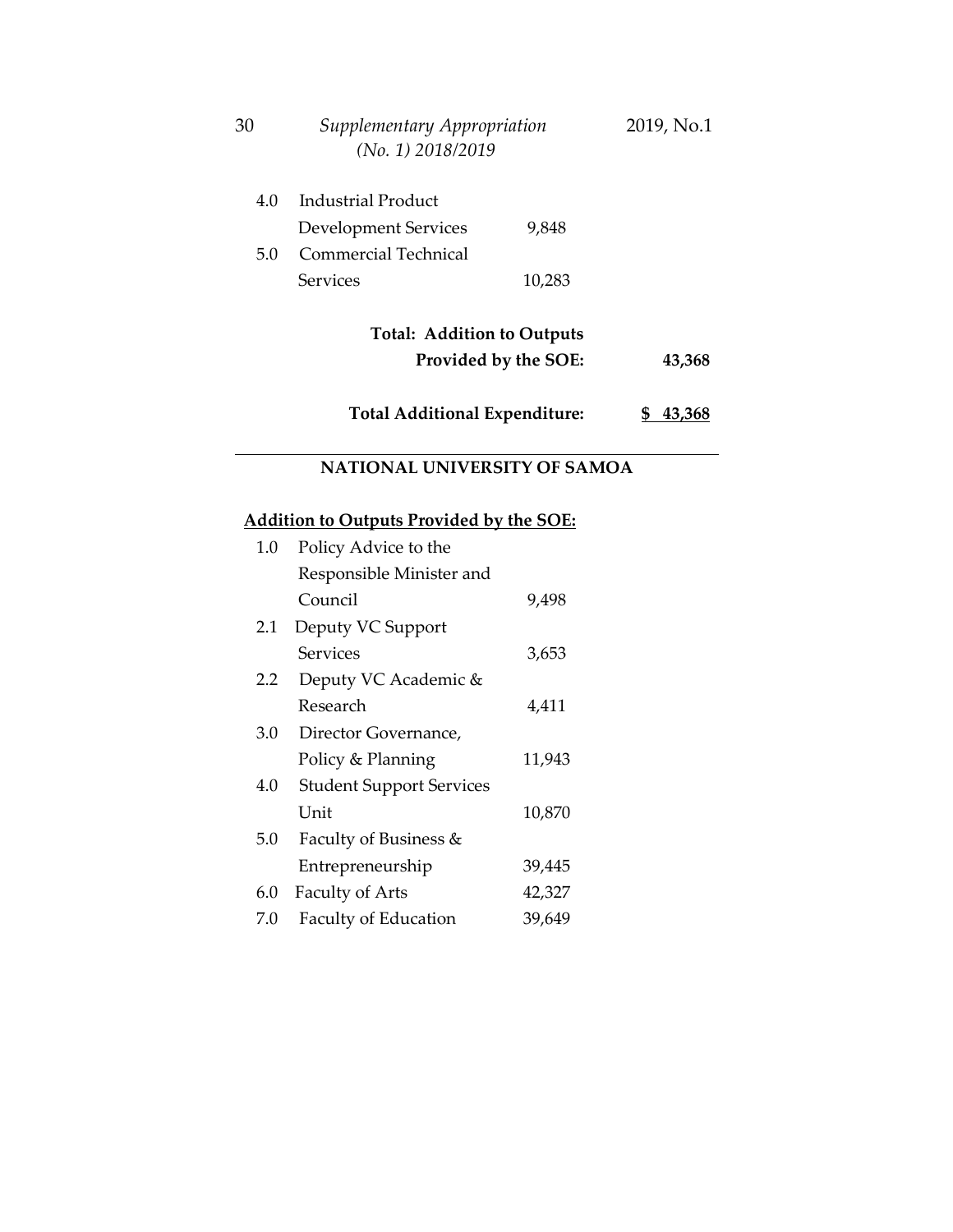| | | | |
|---|---|---|---|
| 4.0 | Industrial Product Development Services | 9,848 | |
| 5.0 | Commercial Technical Services | 10,283 | |

**Total: Addition to Outputs Provided by the SOE:** **43,368**

**Total Additional Expenditure:** **<u>$ 43,368</u>**

---

## NATIONAL UNIVERSITY OF SAMOA

**<u>Addition to Outputs Provided by the SOE:</u>**

| | | |
|---|---|---|
| 1.0 | Policy Advice to the Responsible Minister and Council | 9,498 |
| 2.1 | Deputy VC Support Services | 3,653 |
| 2.2 | Deputy VC Academic & Research | 4,411 |
| 3.0 | Director Governance, Policy & Planning | 11,943 |
| 4.0 | Student Support Services Unit | 10,870 |
| 5.0 | Faculty of Business & Entrepreneurship | 39,445 |
| 6.0 | Faculty of Arts | 42,327 |
| 7.0 | Faculty of Education | 39,649 |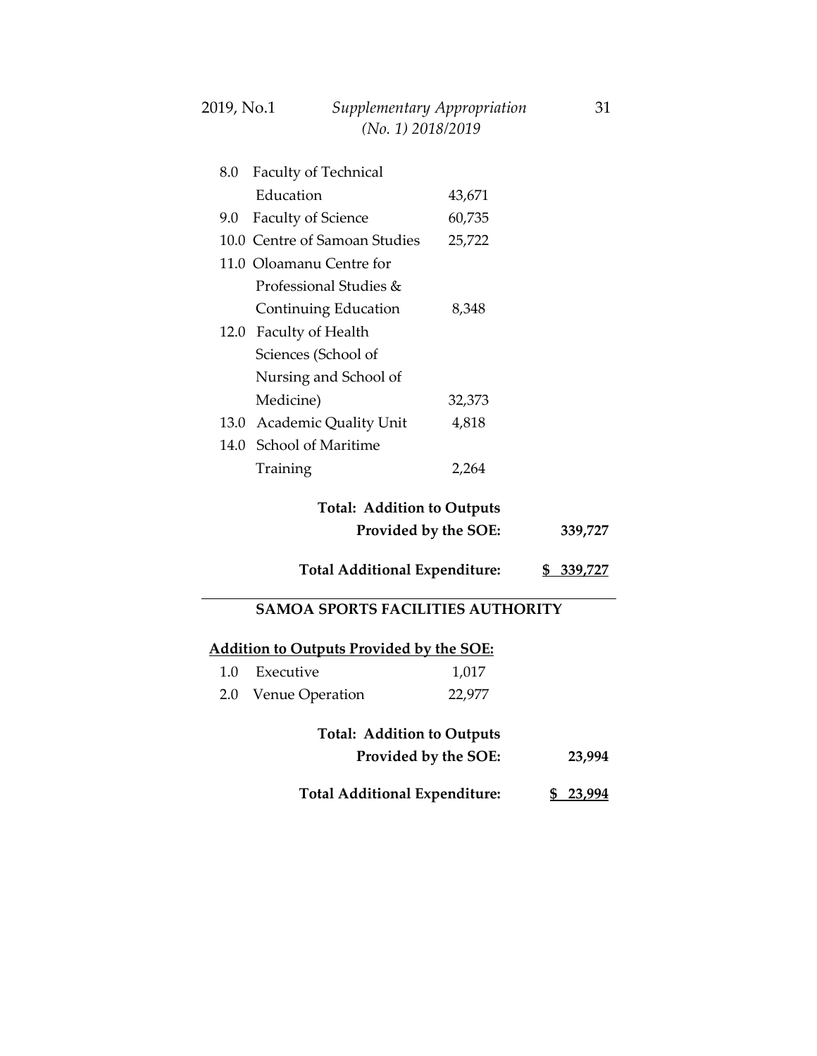| | | | |
|---|---|---|---|
| 8.0 | Faculty of Technical Education | 43,671 | |
| 9.0 | Faculty of Science | 60,735 | |
| 10.0 | Centre of Samoan Studies | 25,722 | |
| 11.0 | Oloamanu Centre for Professional Studies & Continuing Education | 8,348 | |
| 12.0 | Faculty of Health Sciences (School of Nursing and School of Medicine) | 32,373 | |
| 13.0 | Academic Quality Unit | 4,818 | |
| 14.0 | School of Maritime Training | 2,264 | |
| | **Total: Addition to Outputs Provided by the SOE:** | | **339,727** |
| | **Total Additional Expenditure:** | | **$ 339,727** |

## SAMOA SPORTS FACILITIES AUTHORITY

**Addition to Outputs Provided by the SOE:**

| | | | |
|---|---|---|---|
| 1.0 | Executive | 1,017 | |
| 2.0 | Venue Operation | 22,977 | |
| | **Total: Addition to Outputs Provided by the SOE:** | | **23,994** |
| | **Total Additional Expenditure:** | | **$ 23,994** |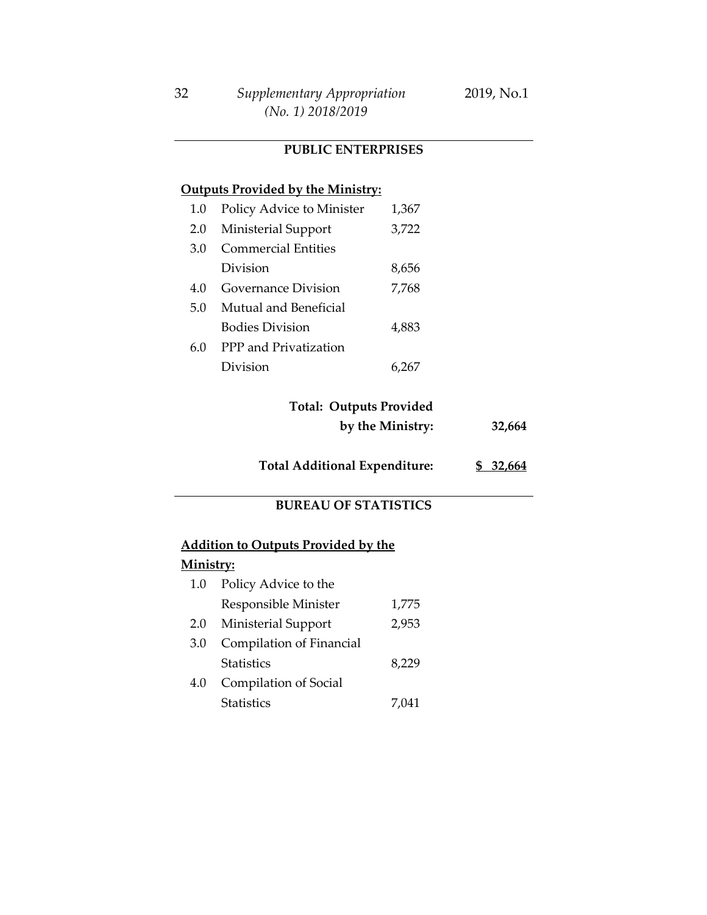## PUBLIC ENTERPRISES

**<u>Outputs Provided by the Ministry:</u>**

| | | | |
|---|---|---|---|
| 1.0 | Policy Advice to Minister | 1,367 | |
| 2.0 | Ministerial Support | 3,722 | |
| 3.0 | Commercial Entities Division | 8,656 | |
| 4.0 | Governance Division | 7,768 | |
| 5.0 | Mutual and Beneficial Bodies Division | 4,883 | |
| 6.0 | PPP and Privatization Division | 6,267 | |
| | **Total: Outputs Provided by the Ministry:** | | **32,664** |
| | **Total Additional Expenditure:** | | **$ 32,664** |

## BUREAU OF STATISTICS

**<u>Addition to Outputs Provided by the Ministry:</u>**

| | | |
|---|---|---|
| 1.0 | Policy Advice to the Responsible Minister | 1,775 |
| 2.0 | Ministerial Support | 2,953 |
| 3.0 | Compilation of Financial Statistics | 8,229 |
| 4.0 | Compilation of Social Statistics | 7,041 |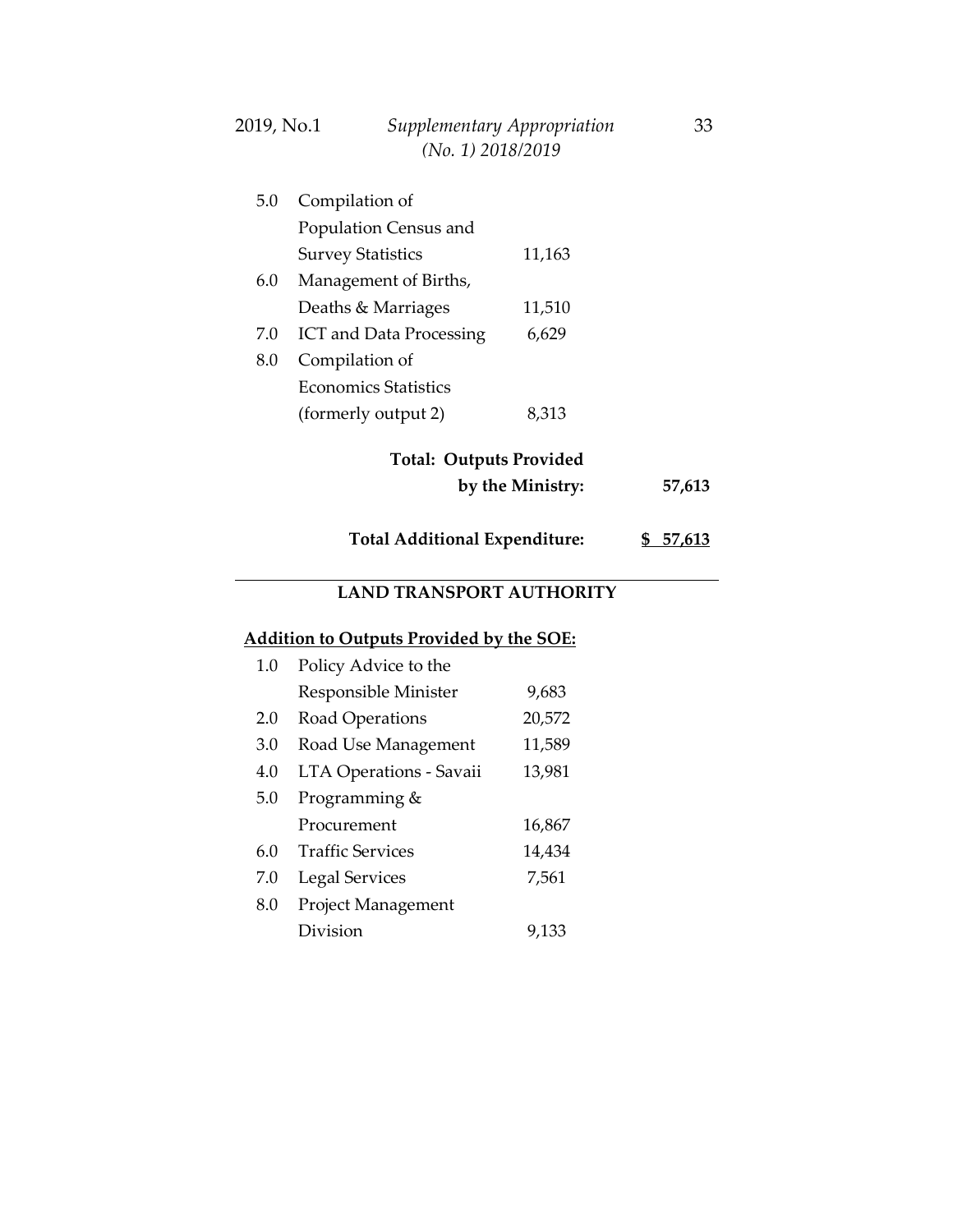| | | | |
|---|---|---|---|
| 5.0 | Compilation of Population Census and Survey Statistics | 11,163 | |
| 6.0 | Management of Births, Deaths & Marriages | 11,510 | |
| 7.0 | ICT and Data Processing | 6,629 | |
| 8.0 | Compilation of Economics Statistics (formerly output 2) | 8,313 | |
| | **Total: Outputs Provided by the Ministry:** | | **57,613** |
| | **Total Additional Expenditure:** | | **$ 57,613** |

## LAND TRANSPORT AUTHORITY

**Addition to Outputs Provided by the SOE:**

| | | |
|---|---|---|
| 1.0 | Policy Advice to the Responsible Minister | 9,683 |
| 2.0 | Road Operations | 20,572 |
| 3.0 | Road Use Management | 11,589 |
| 4.0 | LTA Operations - Savaii | 13,981 |
| 5.0 | Programming & Procurement | 16,867 |
| 6.0 | Traffic Services | 14,434 |
| 7.0 | Legal Services | 7,561 |
| 8.0 | Project Management Division | 9,133 |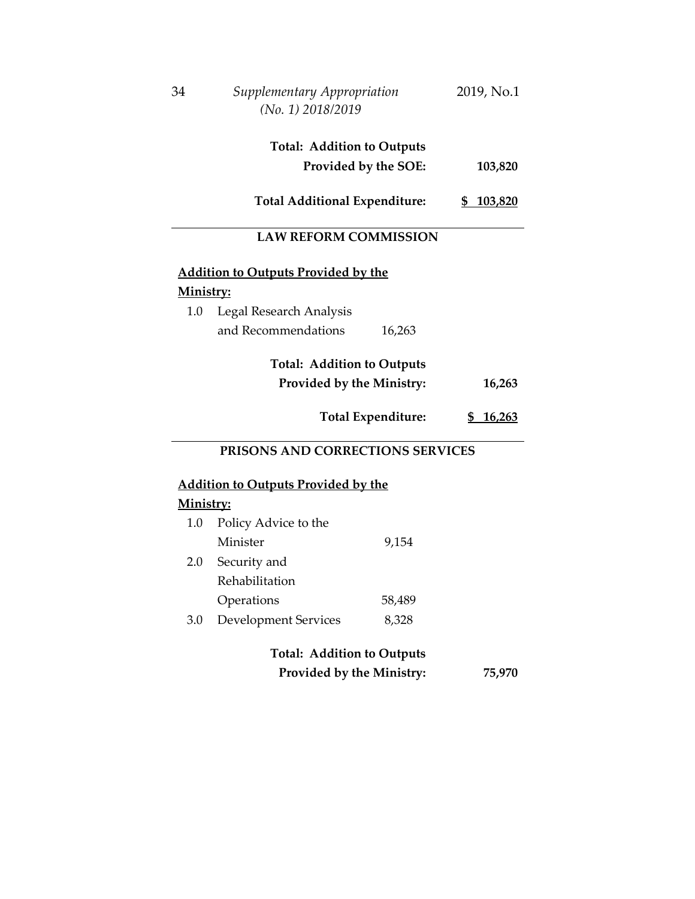| | | |
|---|---|---|
| | **Total: Addition to Outputs Provided by the SOE:** | **103,820** |
| | **Total Additional Expenditure:** | **$ 103,820** |

## LAW REFORM COMMISSION

**Addition to Outputs Provided by the Ministry:**

| | | | |
|---|---|---|---|
| 1.0 | Legal Research Analysis and Recommendations | 16,263 | |
| | **Total: Addition to Outputs Provided by the Ministry:** | | **16,263** |
| | **Total Expenditure:** | | **$ 16,263** |

## PRISONS AND CORRECTIONS SERVICES

**Addition to Outputs Provided by the Ministry:**

| | | | |
|---|---|---|---|
| 1.0 | Policy Advice to the Minister | 9,154 | |
| 2.0 | Security and Rehabilitation Operations | 58,489 | |
| 3.0 | Development Services | 8,328 | |
| | **Total: Addition to Outputs Provided by the Ministry:** | | **75,970** |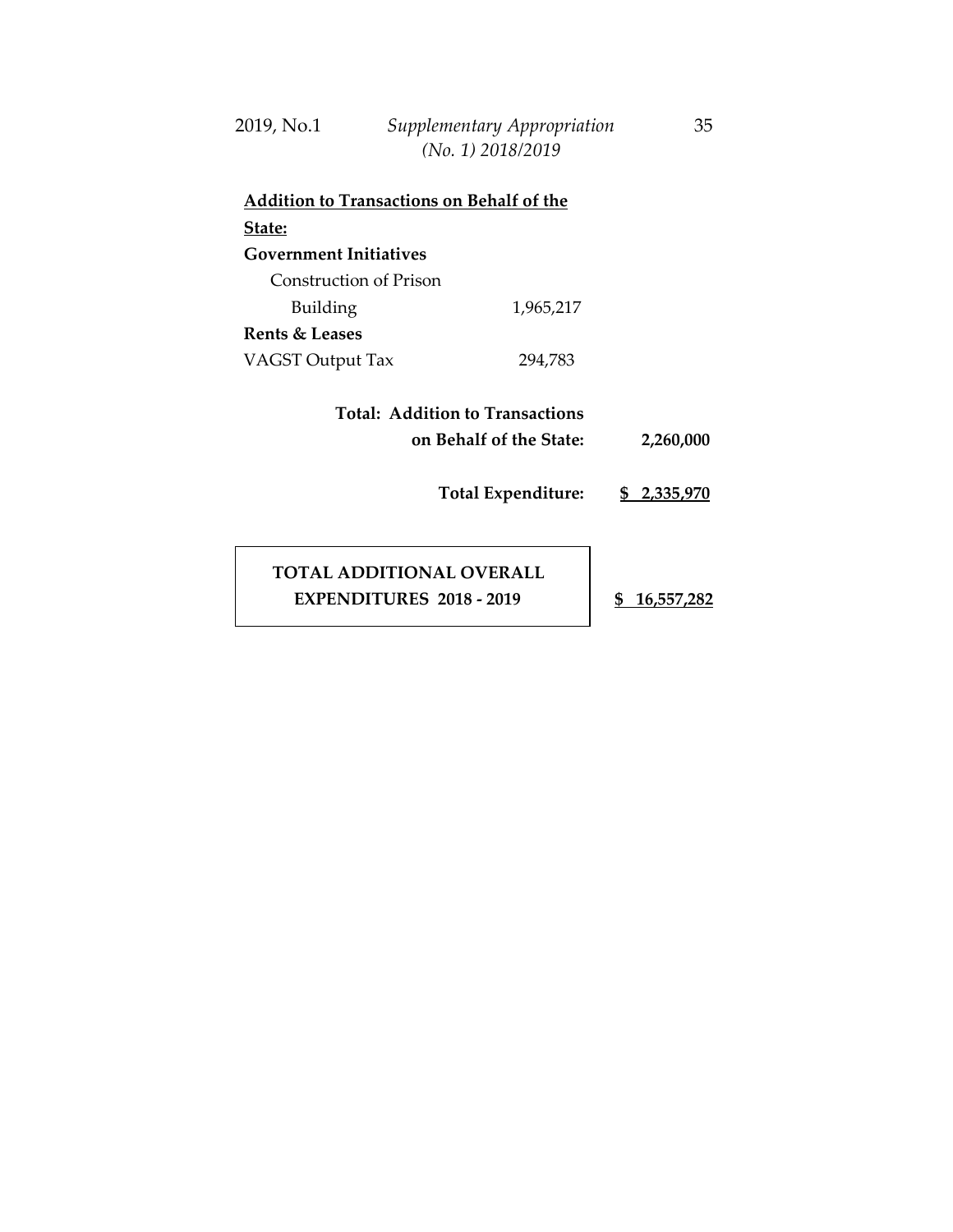**Addition to Transactions on Behalf of the State:**

**Government Initiatives**

| | | |
|---|---|---|
| Construction of Prison Building | 1,965,217 | |
| **Rents & Leases** | | |
| VAGST Output Tax | 294,783 | |
| **Total: Addition to Transactions on Behalf of the State:** | | **2,260,000** |
| **Total Expenditure:** | | **$ 2,335,970** |

| | |
|---|---|
| **TOTAL ADDITIONAL OVERALL EXPENDITURES 2018 - 2019** | **$ 16,557,282** |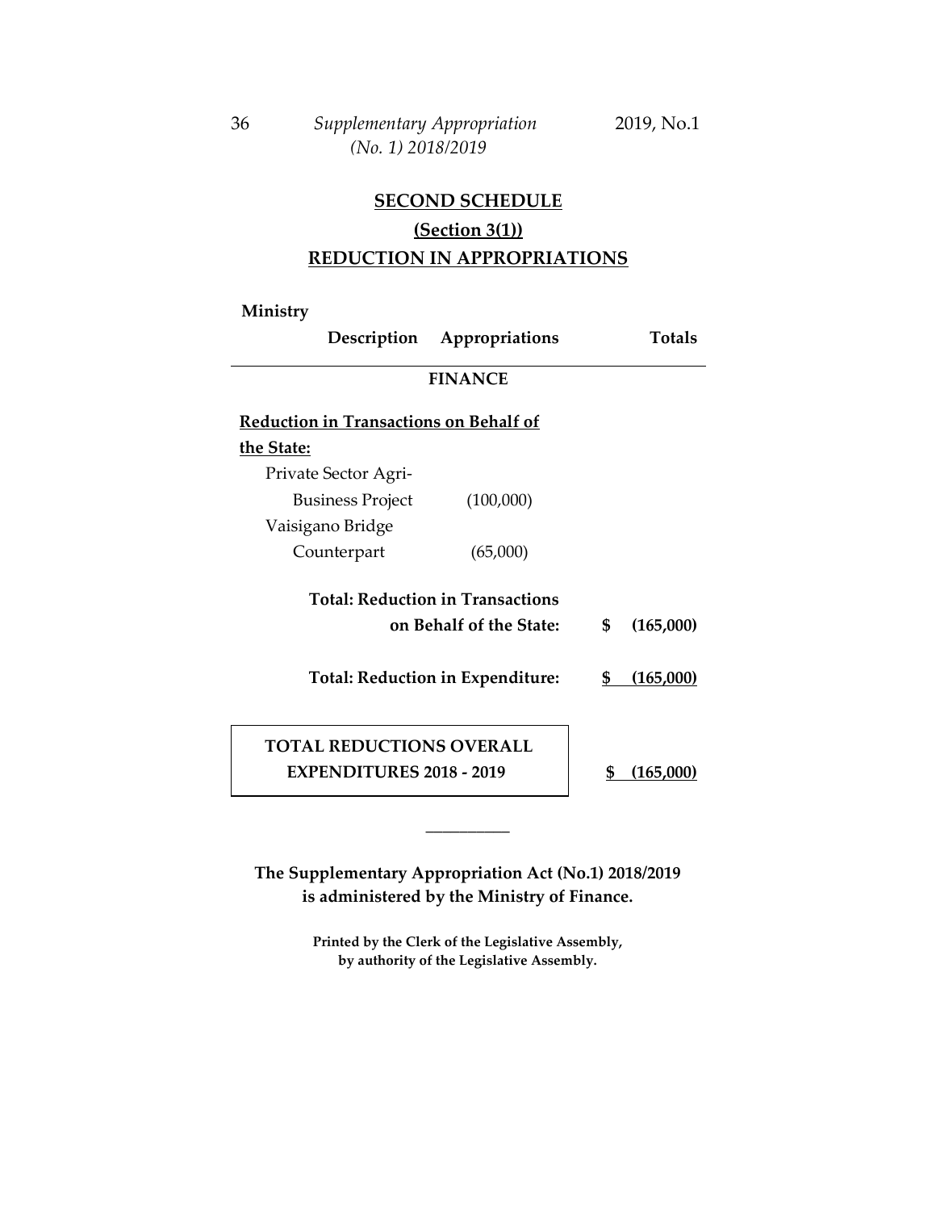## SECOND SCHEDULE

### (Section 3(1))

### REDUCTION IN APPROPRIATIONS

| Ministry Description | Appropriations | Totals |
|---|---|---|
| **FINANCE** | | |
| **Reduction in Transactions on Behalf of the State:** | | |
| Private Sector Agri-Business Project | (100,000) | |
| Vaisigano Bridge Counterpart | (65,000) | |
| **Total: Reduction in Transactions on Behalf of the State:** | | **$ (165,000)** |
| **Total: Reduction in Expenditure:** | | **$ (165,000)** |
| **TOTAL REDUCTIONS OVERALL EXPENDITURES 2018 - 2019** | | **$ (165,000)** |

---

**The Supplementary Appropriation Act (No.1) 2018/2019 is administered by the Ministry of Finance.**

**Printed by the Clerk of the Legislative Assembly, by authority of the Legislative Assembly.**